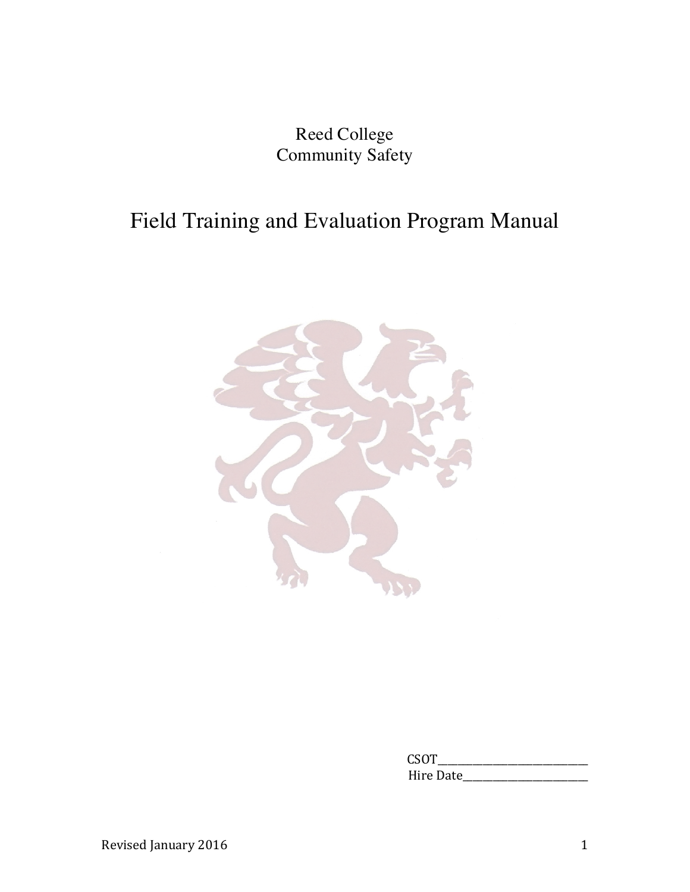Reed College
Community Safety

# Field Training and Evaluation Program Manual

CSOT_______________________________
Hire Date___________________________

Revised January 2016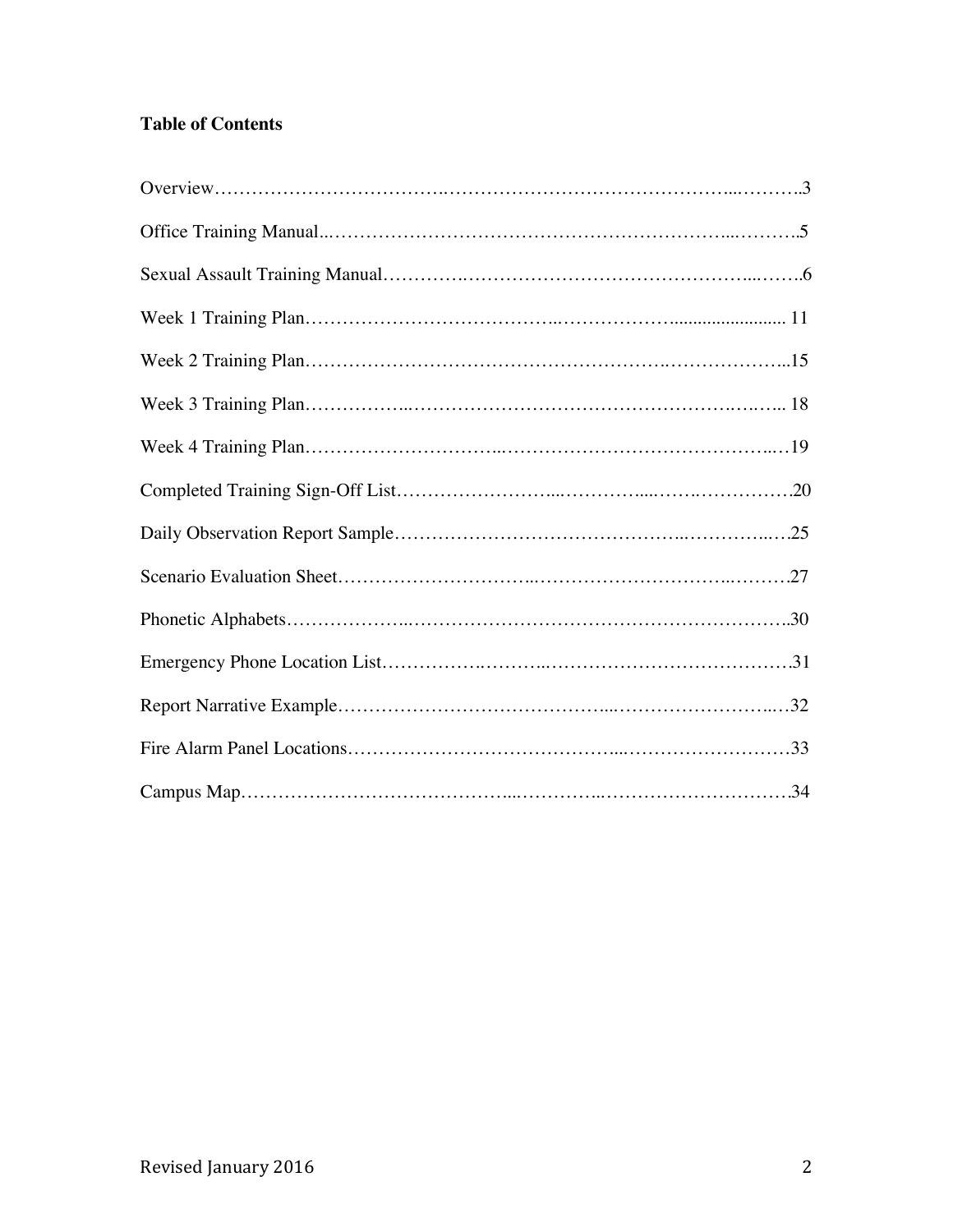**Table of Contents**

Overview……………………………….………………………………………...……….3

Office Training Manual..………………………………………………………...……….5

Sexual Assault Training Manual………….…………………………………………...…….6

Week 1 Training Plan…………………….………..………………......................... 11

Week 2 Training Plan………………………………………………….………………..15

Week 3 Training Plan……………..……………………………………………….…….. 18

Week 4 Training Plan………………………...……………………………………..…19

Completed Training Sign-Off List……………………...…………....…….……………20

Daily Observation Report Sample……………………………………..…………..….25

Scenario Evaluation Sheet………………………..………………………….……….27

Phonetic Alphabets………………..……………………………………………………..30

Emergency Phone Location List…………….………..………………………………….31

Report Narrative Example…………………………………...……………………..…32

Fire Alarm Panel Locations…………………………………...………………………33

Campus Map…………………………………...…………..………………………….34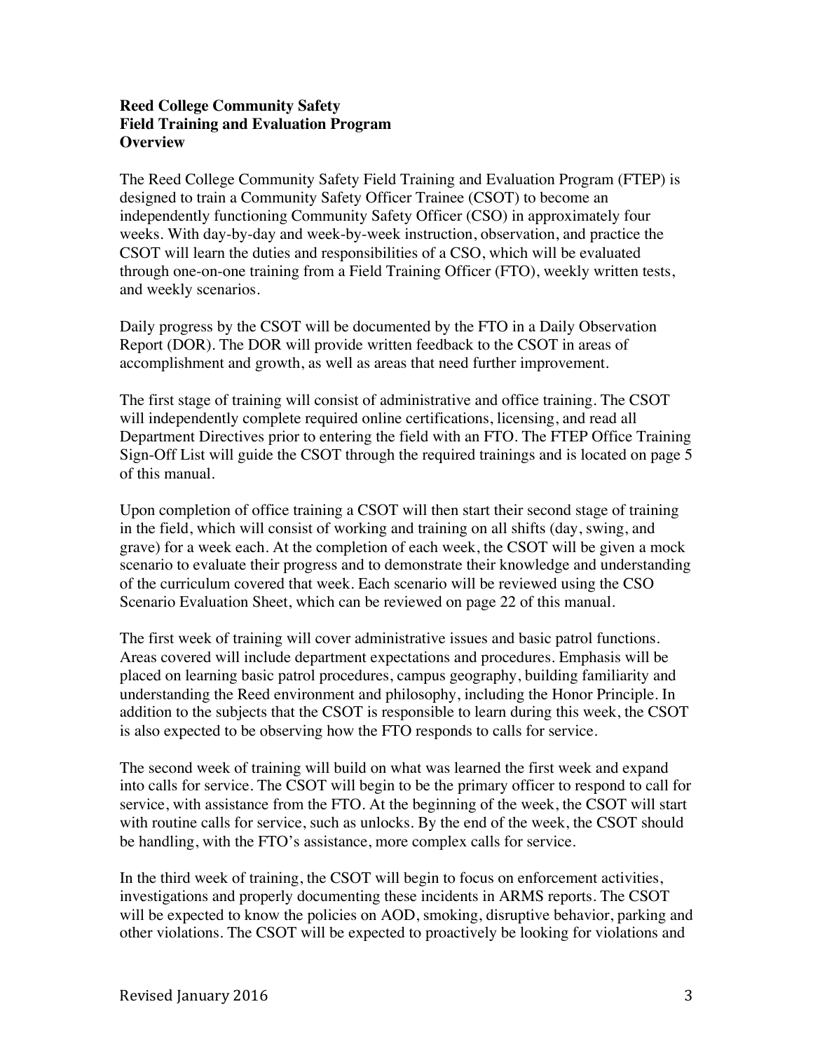**Reed College Community Safety**
**Field Training and Evaluation Program**
**Overview**

The Reed College Community Safety Field Training and Evaluation Program (FTEP) is designed to train a Community Safety Officer Trainee (CSOT) to become an independently functioning Community Safety Officer (CSO) in approximately four weeks. With day-by-day and week-by-week instruction, observation, and practice the CSOT will learn the duties and responsibilities of a CSO, which will be evaluated through one-on-one training from a Field Training Officer (FTO), weekly written tests, and weekly scenarios.

Daily progress by the CSOT will be documented by the FTO in a Daily Observation Report (DOR). The DOR will provide written feedback to the CSOT in areas of accomplishment and growth, as well as areas that need further improvement.

The first stage of training will consist of administrative and office training. The CSOT will independently complete required online certifications, licensing, and read all Department Directives prior to entering the field with an FTO. The FTEP Office Training Sign-Off List will guide the CSOT through the required trainings and is located on page 5 of this manual.

Upon completion of office training a CSOT will then start their second stage of training in the field, which will consist of working and training on all shifts (day, swing, and grave) for a week each. At the completion of each week, the CSOT will be given a mock scenario to evaluate their progress and to demonstrate their knowledge and understanding of the curriculum covered that week. Each scenario will be reviewed using the CSO Scenario Evaluation Sheet, which can be reviewed on page 22 of this manual.

The first week of training will cover administrative issues and basic patrol functions. Areas covered will include department expectations and procedures. Emphasis will be placed on learning basic patrol procedures, campus geography, building familiarity and understanding the Reed environment and philosophy, including the Honor Principle. In addition to the subjects that the CSOT is responsible to learn during this week, the CSOT is also expected to be observing how the FTO responds to calls for service.

The second week of training will build on what was learned the first week and expand into calls for service. The CSOT will begin to be the primary officer to respond to call for service, with assistance from the FTO. At the beginning of the week, the CSOT will start with routine calls for service, such as unlocks. By the end of the week, the CSOT should be handling, with the FTO's assistance, more complex calls for service.

In the third week of training, the CSOT will begin to focus on enforcement activities, investigations and properly documenting these incidents in ARMS reports. The CSOT will be expected to know the policies on AOD, smoking, disruptive behavior, parking and other violations. The CSOT will be expected to proactively be looking for violations and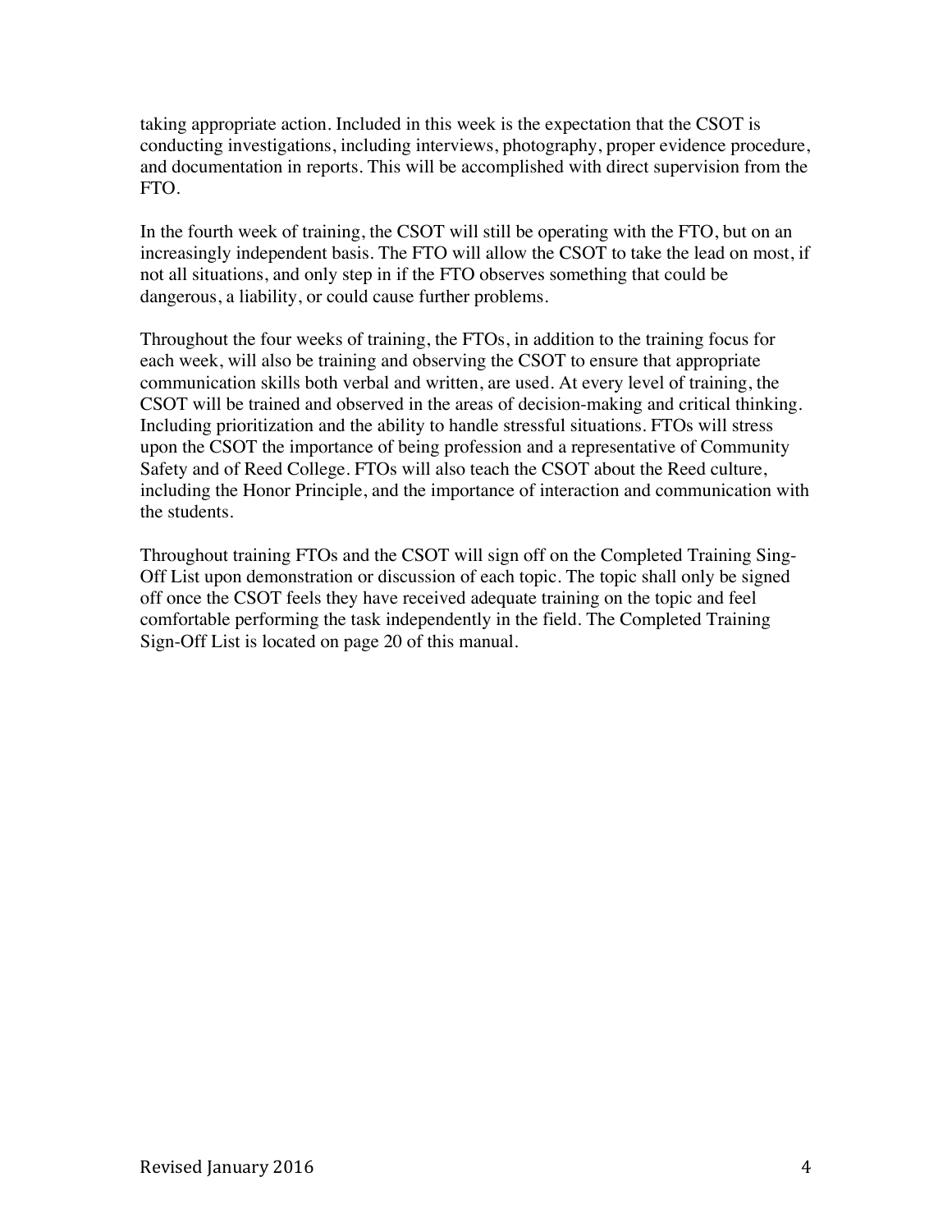taking appropriate action. Included in this week is the expectation that the CSOT is conducting investigations, including interviews, photography, proper evidence procedure, and documentation in reports. This will be accomplished with direct supervision from the FTO.

In the fourth week of training, the CSOT will still be operating with the FTO, but on an increasingly independent basis. The FTO will allow the CSOT to take the lead on most, if not all situations, and only step in if the FTO observes something that could be dangerous, a liability, or could cause further problems.

Throughout the four weeks of training, the FTOs, in addition to the training focus for each week, will also be training and observing the CSOT to ensure that appropriate communication skills both verbal and written, are used. At every level of training, the CSOT will be trained and observed in the areas of decision-making and critical thinking. Including prioritization and the ability to handle stressful situations. FTOs will stress upon the CSOT the importance of being profession and a representative of Community Safety and of Reed College. FTOs will also teach the CSOT about the Reed culture, including the Honor Principle, and the importance of interaction and communication with the students.

Throughout training FTOs and the CSOT will sign off on the Completed Training Sing-Off List upon demonstration or discussion of each topic. The topic shall only be signed off once the CSOT feels they have received adequate training on the topic and feel comfortable performing the task independently in the field. The Completed Training Sign-Off List is located on page 20 of this manual.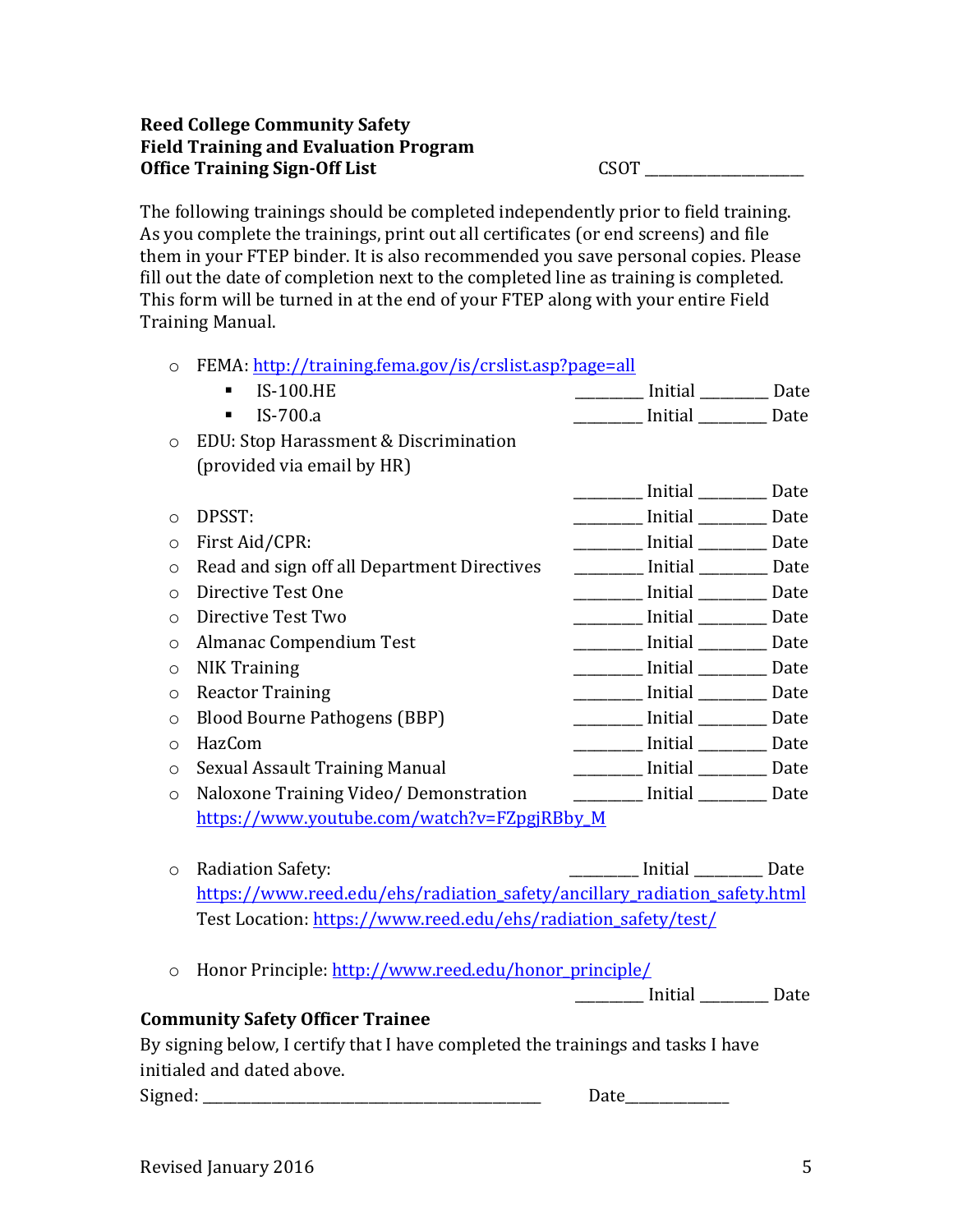**Reed College Community Safety**
**Field Training and Evaluation Program**
**Office Training Sign-Off List** CSOT ____________________

The following trainings should be completed independently prior to field training. As you complete the trainings, print out all certificates (or end screens) and file them in your FTEP binder. It is also recommended you save personal copies. Please fill out the date of completion next to the completed line as training is completed. This form will be turned in at the end of your FTEP along with your entire Field Training Manual.

- FEMA: http://training.fema.gov/is/crslist.asp?page=all
  - IS-100.HE ________ Initial ________ Date
  - IS-700.a ________ Initial ________ Date
- EDU: Stop Harassment & Discrimination (provided via email by HR) ________ Initial ________ Date
- DPSST: ________ Initial ________ Date
- First Aid/CPR: ________ Initial ________ Date
- Read and sign off all Department Directives ________ Initial ________ Date
- Directive Test One ________ Initial ________ Date
- Directive Test Two ________ Initial ________ Date
- Almanac Compendium Test ________ Initial ________ Date
- NIK Training ________ Initial ________ Date
- Reactor Training ________ Initial ________ Date
- Blood Bourne Pathogens (BBP) ________ Initial ________ Date
- HazCom ________ Initial ________ Date
- Sexual Assault Training Manual ________ Initial ________ Date
- Naloxone Training Video/ Demonstration ________ Initial ________ Date
  https://www.youtube.com/watch?v=FZpgjRBby_M
- Radiation Safety: ________ Initial ________ Date
  https://www.reed.edu/ehs/radiation_safety/ancillary_radiation_safety.html
  Test Location: https://www.reed.edu/ehs/radiation_safety/test/
- Honor Principle: http://www.reed.edu/honor_principle/ ________ Initial ________ Date

**Community Safety Officer Trainee**

By signing below, I certify that I have completed the trainings and tasks I have initialed and dated above.

Signed: ________________________________________ Date____________

Revised January 2016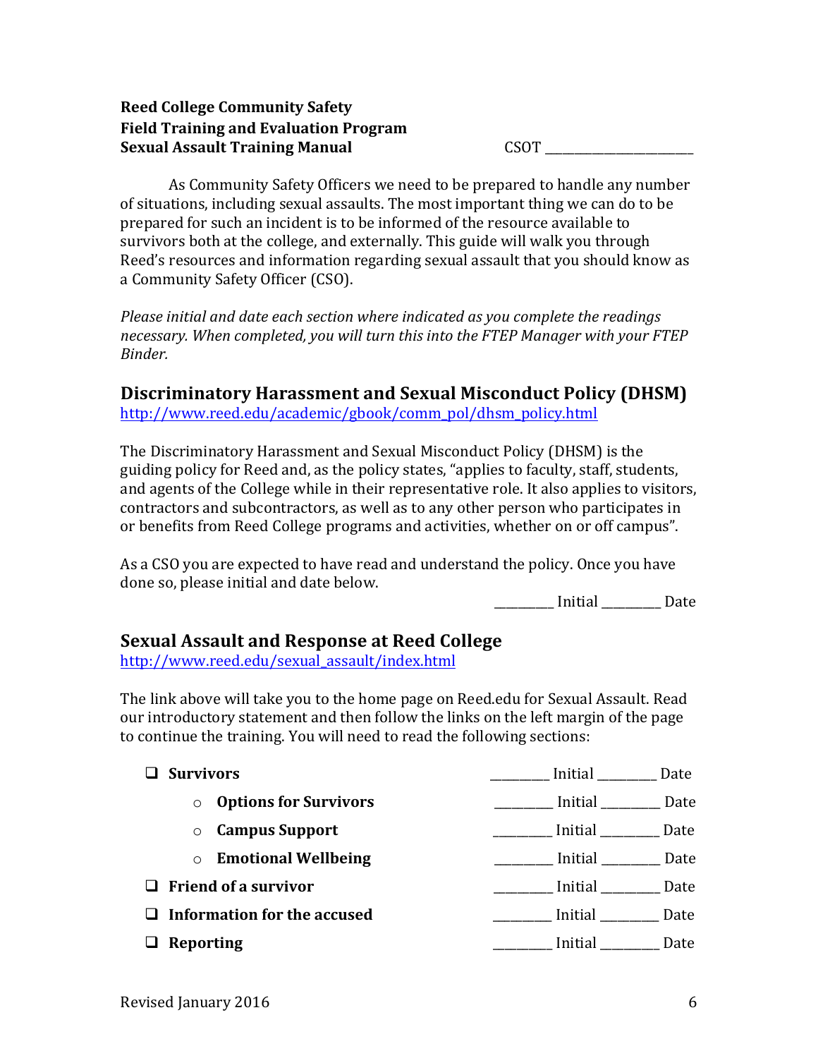**Reed College Community Safety**
**Field Training and Evaluation Program**
**Sexual Assault Training Manual** CSOT ______________________

As Community Safety Officers we need to be prepared to handle any number of situations, including sexual assaults. The most important thing we can do to be prepared for such an incident is to be informed of the resource available to survivors both at the college, and externally. This guide will walk you through Reed's resources and information regarding sexual assault that you should know as a Community Safety Officer (CSO).

*Please initial and date each section where indicated as you complete the readings necessary. When completed, you will turn this into the FTEP Manager with your FTEP Binder.*

## Discriminatory Harassment and Sexual Misconduct Policy (DHSM)

http://www.reed.edu/academic/gbook/comm_pol/dhsm_policy.html

The Discriminatory Harassment and Sexual Misconduct Policy (DHSM) is the guiding policy for Reed and, as the policy states, "applies to faculty, staff, students, and agents of the College while in their representative role. It also applies to visitors, contractors and subcontractors, as well as to any other person who participates in or benefits from Reed College programs and activities, whether on or off campus".

As a CSO you are expected to have read and understand the policy. Once you have done so, please initial and date below.

_________ Initial _________ Date

## Sexual Assault and Response at Reed College

http://www.reed.edu/sexual_assault/index.html

The link above will take you to the home page on Reed.edu for Sexual Assault. Read our introductory statement and then follow the links on the left margin of the page to continue the training. You will need to read the following sections:

- ❑ **Survivors** _________ Initial _________ Date
  - **Options for Survivors** _________ Initial _________ Date
  - **Campus Support** _________ Initial _________ Date
  - **Emotional Wellbeing** _________ Initial _________ Date
- ❑ **Friend of a survivor** _________ Initial _________ Date
- ❑ **Information for the accused** _________ Initial _________ Date
- ❑ **Reporting** _________ Initial _________ Date

Revised January 2016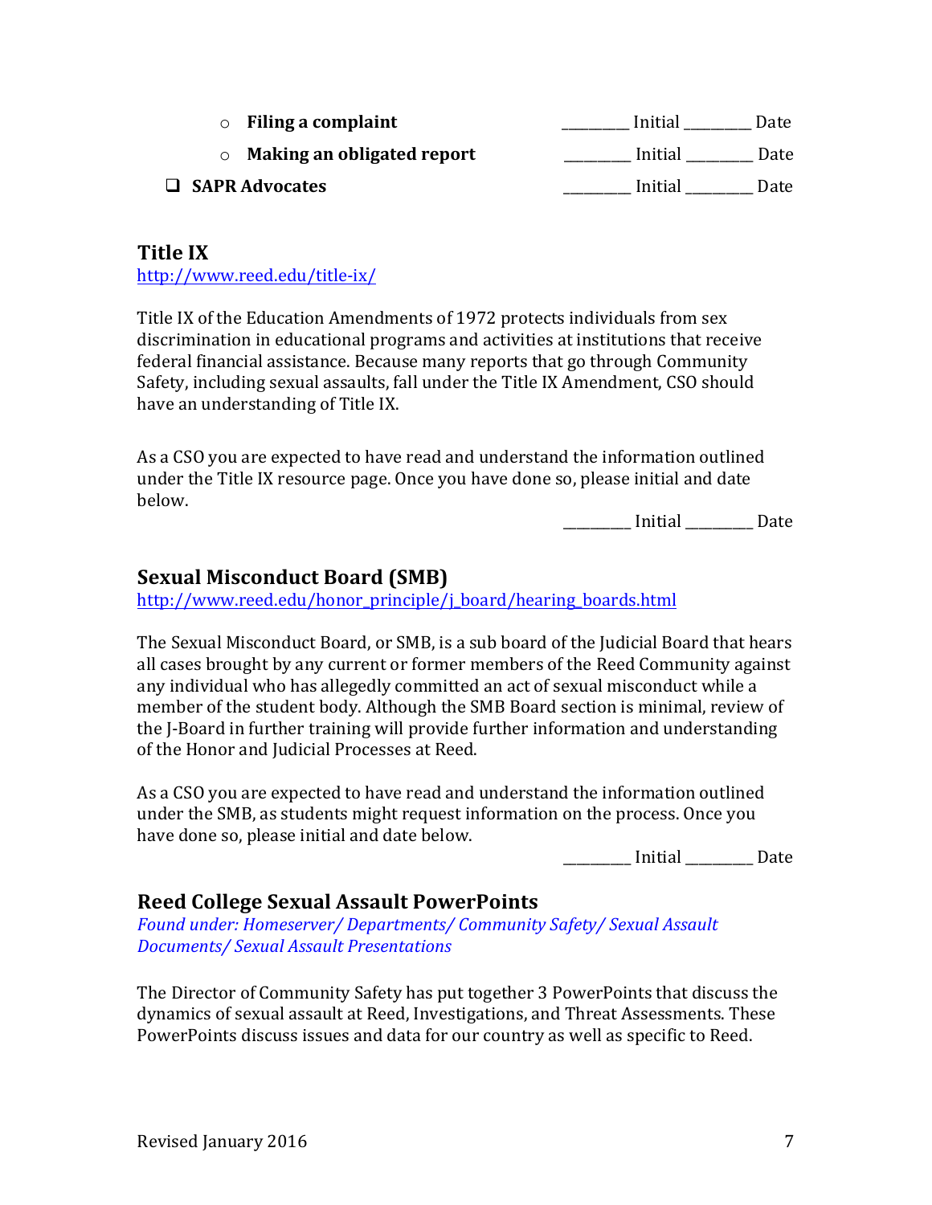- **Filing a complaint** _________ Initial _________ Date
- **Making an obligated report** _________ Initial _________ Date

- [ ] **SAPR Advocates** _________ Initial _________ Date

## Title IX

http://www.reed.edu/title-ix/

Title IX of the Education Amendments of 1972 protects individuals from sex discrimination in educational programs and activities at institutions that receive federal financial assistance. Because many reports that go through Community Safety, including sexual assaults, fall under the Title IX Amendment, CSO should have an understanding of Title IX.

As a CSO you are expected to have read and understand the information outlined under the Title IX resource page. Once you have done so, please initial and date below.

_________ Initial _________ Date

## Sexual Misconduct Board (SMB)

http://www.reed.edu/honor_principle/j_board/hearing_boards.html

The Sexual Misconduct Board, or SMB, is a sub board of the Judicial Board that hears all cases brought by any current or former members of the Reed Community against any individual who has allegedly committed an act of sexual misconduct while a member of the student body. Although the SMB Board section is minimal, review of the J-Board in further training will provide further information and understanding of the Honor and Judicial Processes at Reed.

As a CSO you are expected to have read and understand the information outlined under the SMB, as students might request information on the process. Once you have done so, please initial and date below.

_________ Initial _________ Date

## Reed College Sexual Assault PowerPoints

*Found under: Homeserver/ Departments/ Community Safety/ Sexual Assault Documents/ Sexual Assault Presentations*

The Director of Community Safety has put together 3 PowerPoints that discuss the dynamics of sexual assault at Reed, Investigations, and Threat Assessments. These PowerPoints discuss issues and data for our country as well as specific to Reed.

Revised January 2016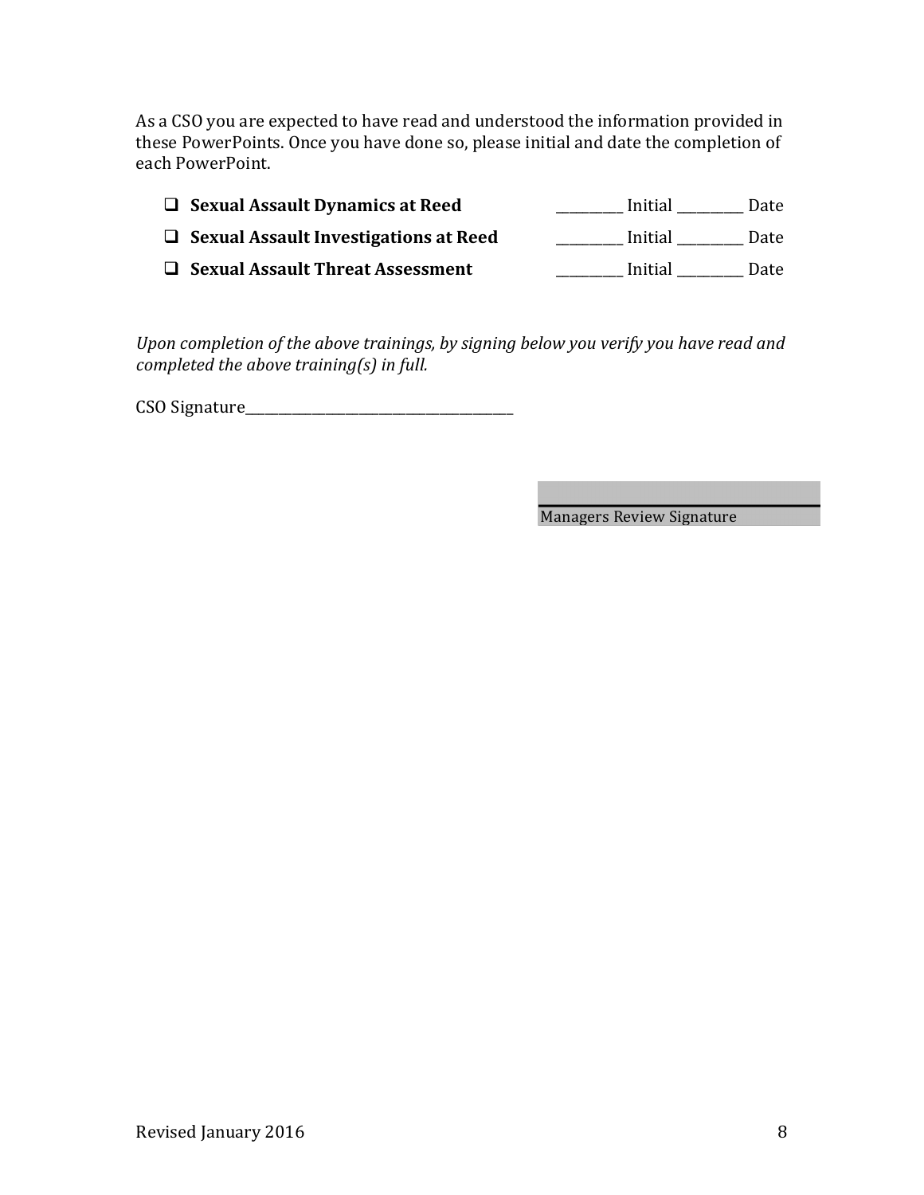As a CSO you are expected to have read and understood the information provided in these PowerPoints. Once you have done so, please initial and date the completion of each PowerPoint.

- ☐ **Sexual Assault Dynamics at Reed** __________ Initial __________ Date
- ☐ **Sexual Assault Investigations at Reed** __________ Initial __________ Date
- ☐ **Sexual Assault Threat Assessment** __________ Initial __________ Date

*Upon completion of the above trainings, by signing below you verify you have read and completed the above training(s) in full.*

CSO Signature________________________________________

________________________________
Managers Review Signature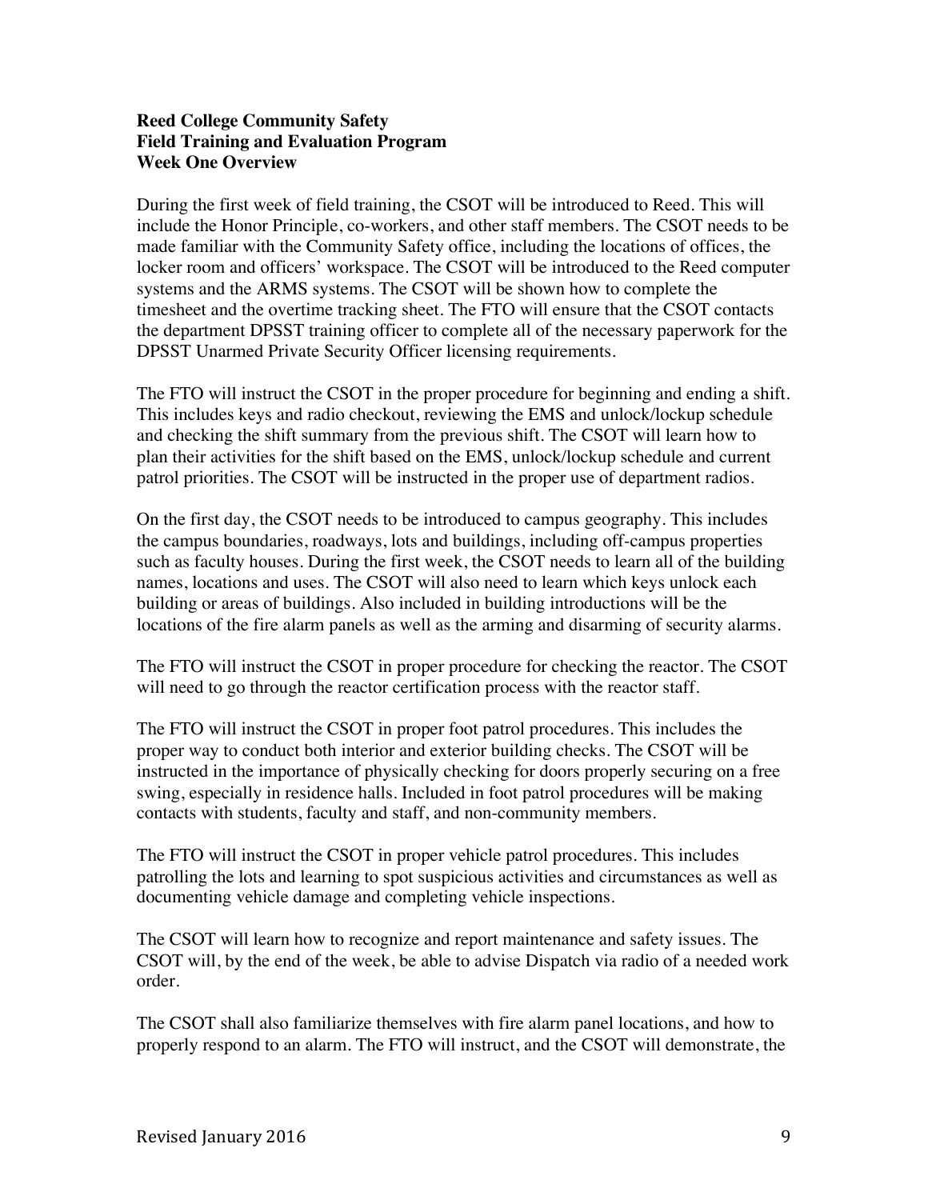**Reed College Community Safety**
**Field Training and Evaluation Program**
**Week One Overview**

During the first week of field training, the CSOT will be introduced to Reed. This will include the Honor Principle, co-workers, and other staff members. The CSOT needs to be made familiar with the Community Safety office, including the locations of offices, the locker room and officers' workspace. The CSOT will be introduced to the Reed computer systems and the ARMS systems. The CSOT will be shown how to complete the timesheet and the overtime tracking sheet. The FTO will ensure that the CSOT contacts the department DPSST training officer to complete all of the necessary paperwork for the DPSST Unarmed Private Security Officer licensing requirements.

The FTO will instruct the CSOT in the proper procedure for beginning and ending a shift. This includes keys and radio checkout, reviewing the EMS and unlock/lockup schedule and checking the shift summary from the previous shift. The CSOT will learn how to plan their activities for the shift based on the EMS, unlock/lockup schedule and current patrol priorities. The CSOT will be instructed in the proper use of department radios.

On the first day, the CSOT needs to be introduced to campus geography. This includes the campus boundaries, roadways, lots and buildings, including off-campus properties such as faculty houses. During the first week, the CSOT needs to learn all of the building names, locations and uses. The CSOT will also need to learn which keys unlock each building or areas of buildings. Also included in building introductions will be the locations of the fire alarm panels as well as the arming and disarming of security alarms.

The FTO will instruct the CSOT in proper procedure for checking the reactor. The CSOT will need to go through the reactor certification process with the reactor staff.

The FTO will instruct the CSOT in proper foot patrol procedures. This includes the proper way to conduct both interior and exterior building checks. The CSOT will be instructed in the importance of physically checking for doors properly securing on a free swing, especially in residence halls. Included in foot patrol procedures will be making contacts with students, faculty and staff, and non-community members.

The FTO will instruct the CSOT in proper vehicle patrol procedures. This includes patrolling the lots and learning to spot suspicious activities and circumstances as well as documenting vehicle damage and completing vehicle inspections.

The CSOT will learn how to recognize and report maintenance and safety issues. The CSOT will, by the end of the week, be able to advise Dispatch via radio of a needed work order.

The CSOT shall also familiarize themselves with fire alarm panel locations, and how to properly respond to an alarm. The FTO will instruct, and the CSOT will demonstrate, the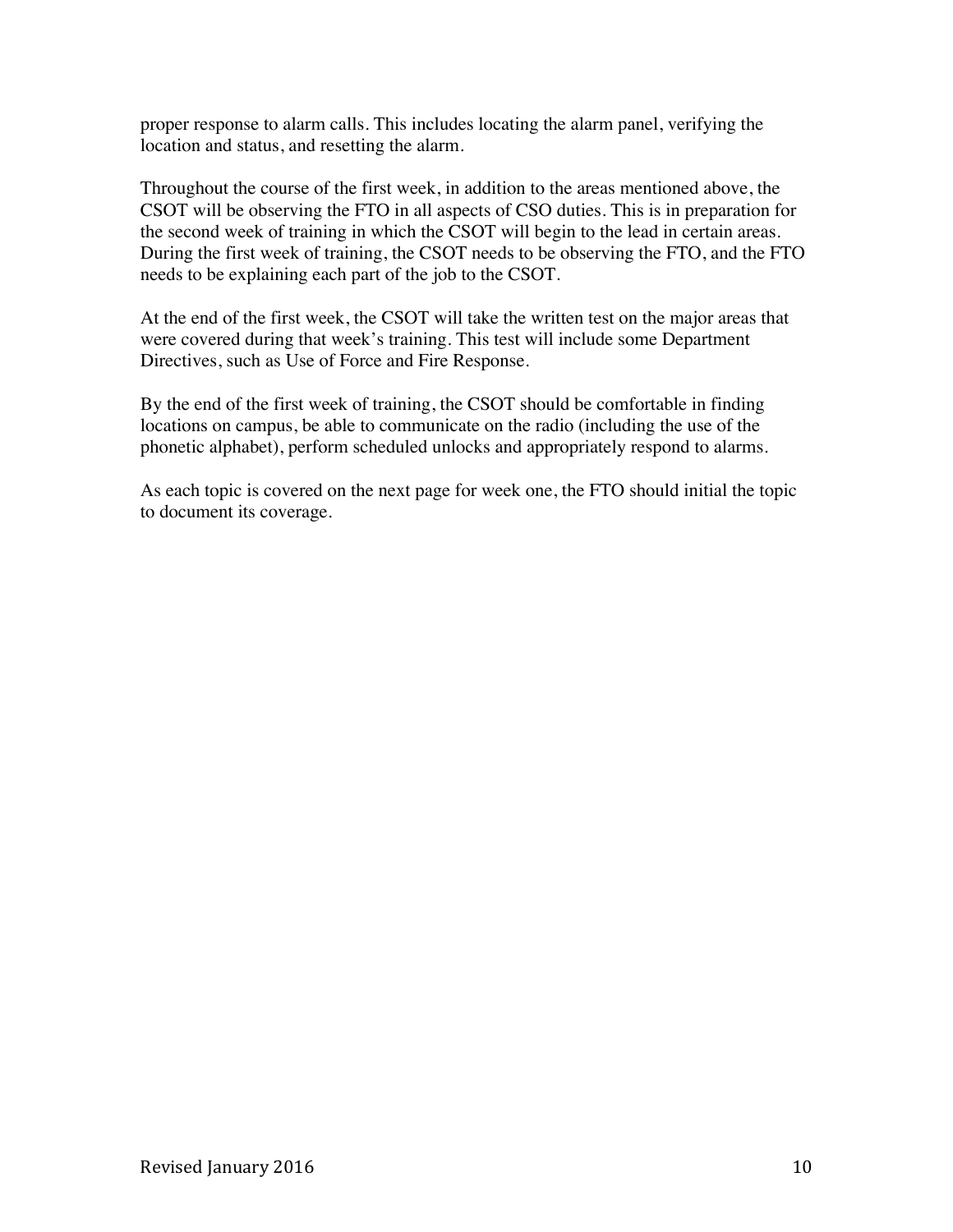proper response to alarm calls. This includes locating the alarm panel, verifying the location and status, and resetting the alarm.

Throughout the course of the first week, in addition to the areas mentioned above, the CSOT will be observing the FTO in all aspects of CSO duties. This is in preparation for the second week of training in which the CSOT will begin to the lead in certain areas. During the first week of training, the CSOT needs to be observing the FTO, and the FTO needs to be explaining each part of the job to the CSOT.

At the end of the first week, the CSOT will take the written test on the major areas that were covered during that week's training. This test will include some Department Directives, such as Use of Force and Fire Response.

By the end of the first week of training, the CSOT should be comfortable in finding locations on campus, be able to communicate on the radio (including the use of the phonetic alphabet), perform scheduled unlocks and appropriately respond to alarms.

As each topic is covered on the next page for week one, the FTO should initial the topic to document its coverage.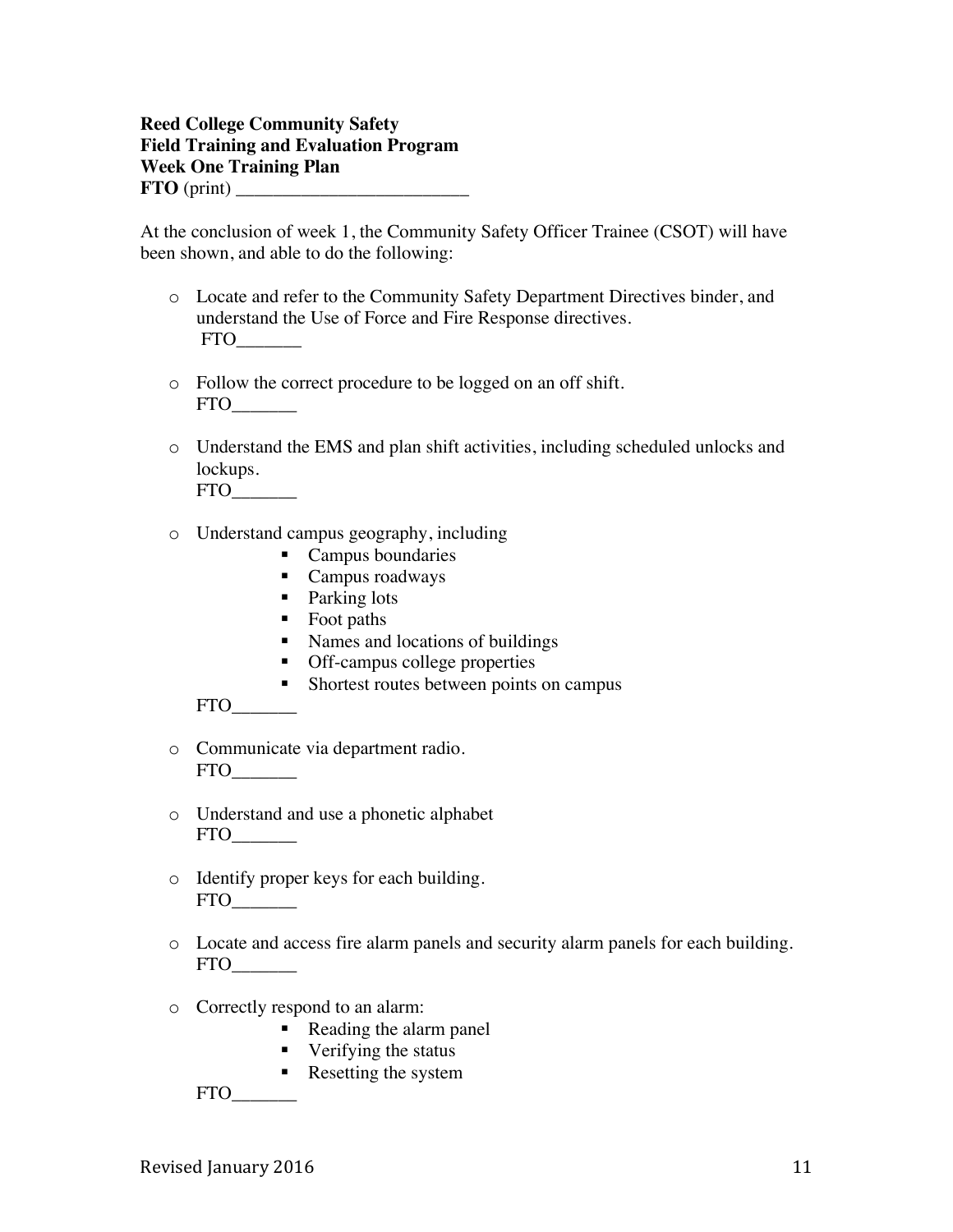**Reed College Community Safety**
**Field Training and Evaluation Program**
**Week One Training Plan**
**FTO** (print) _________________________

At the conclusion of week 1, the Community Safety Officer Trainee (CSOT) will have been shown, and able to do the following:

- Locate and refer to the Community Safety Department Directives binder, and understand the Use of Force and Fire Response directives.
  FTO_______

- Follow the correct procedure to be logged on an off shift.
  FTO_______

- Understand the EMS and plan shift activities, including scheduled unlocks and lockups.
  FTO_______

- Understand campus geography, including
  - Campus boundaries
  - Campus roadways
  - Parking lots
  - Foot paths
  - Names and locations of buildings
  - Off-campus college properties
  - Shortest routes between points on campus

  FTO_______

- Communicate via department radio.
  FTO_______

- Understand and use a phonetic alphabet
  FTO_______

- Identify proper keys for each building.
  FTO_______

- Locate and access fire alarm panels and security alarm panels for each building.
  FTO_______

- Correctly respond to an alarm:
  - Reading the alarm panel
  - Verifying the status
  - Resetting the system

  FTO_______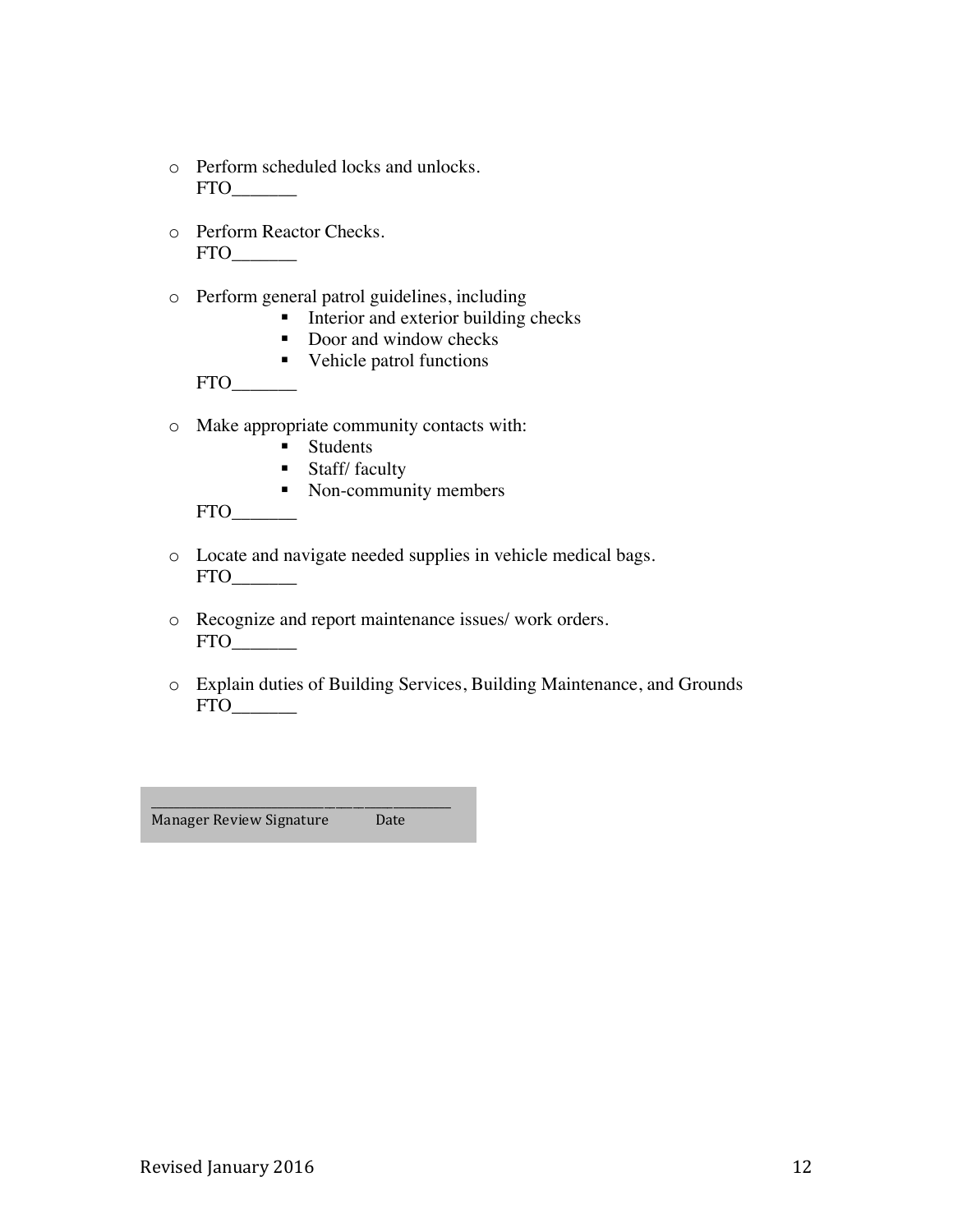- Perform scheduled locks and unlocks.
  FTO_______

- Perform Reactor Checks.
  FTO_______

- Perform general patrol guidelines, including
  - Interior and exterior building checks
  - Door and window checks
  - Vehicle patrol functions

  FTO_______

- Make appropriate community contacts with:
  - Students
  - Staff/ faculty
  - Non-community members

  FTO_______

- Locate and navigate needed supplies in vehicle medical bags.
  FTO_______

- Recognize and report maintenance issues/ work orders.
  FTO_______

- Explain duties of Building Services, Building Maintenance, and Grounds
  FTO_______

_______________________________________
Manager Review Signature Date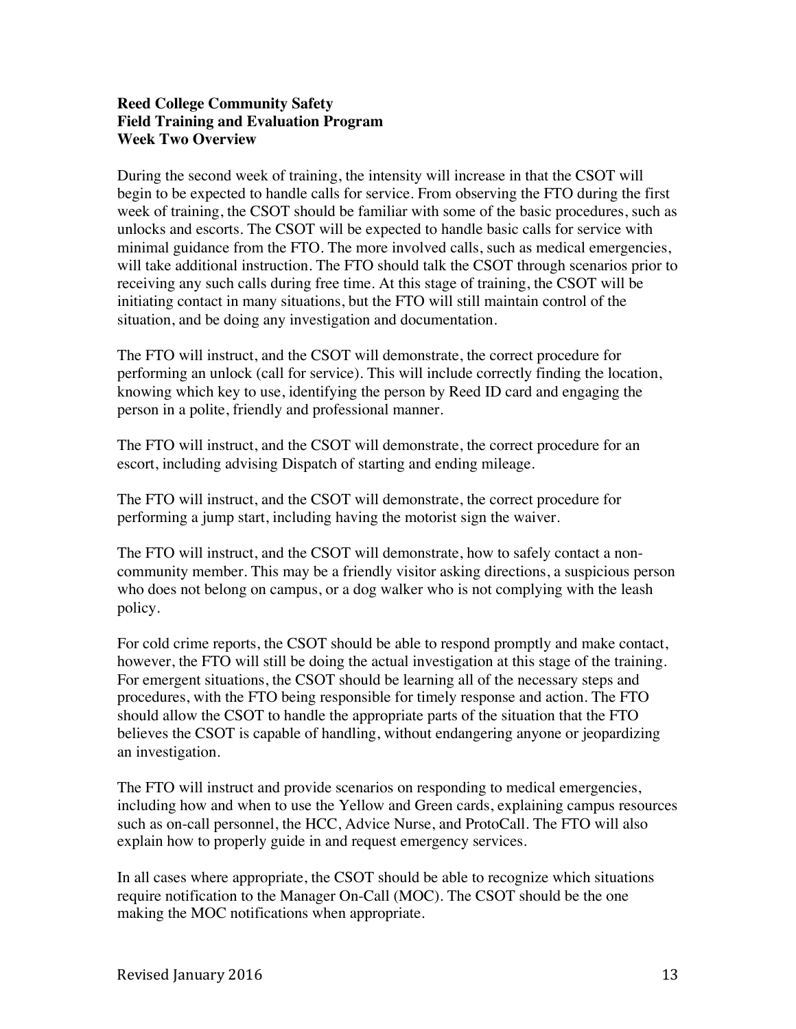**Reed College Community Safety**
**Field Training and Evaluation Program**
**Week Two Overview**

During the second week of training, the intensity will increase in that the CSOT will begin to be expected to handle calls for service. From observing the FTO during the first week of training, the CSOT should be familiar with some of the basic procedures, such as unlocks and escorts. The CSOT will be expected to handle basic calls for service with minimal guidance from the FTO. The more involved calls, such as medical emergencies, will take additional instruction. The FTO should talk the CSOT through scenarios prior to receiving any such calls during free time. At this stage of training, the CSOT will be initiating contact in many situations, but the FTO will still maintain control of the situation, and be doing any investigation and documentation.

The FTO will instruct, and the CSOT will demonstrate, the correct procedure for performing an unlock (call for service). This will include correctly finding the location, knowing which key to use, identifying the person by Reed ID card and engaging the person in a polite, friendly and professional manner.

The FTO will instruct, and the CSOT will demonstrate, the correct procedure for an escort, including advising Dispatch of starting and ending mileage.

The FTO will instruct, and the CSOT will demonstrate, the correct procedure for performing a jump start, including having the motorist sign the waiver.

The FTO will instruct, and the CSOT will demonstrate, how to safely contact a non-community member. This may be a friendly visitor asking directions, a suspicious person who does not belong on campus, or a dog walker who is not complying with the leash policy.

For cold crime reports, the CSOT should be able to respond promptly and make contact, however, the FTO will still be doing the actual investigation at this stage of the training. For emergent situations, the CSOT should be learning all of the necessary steps and procedures, with the FTO being responsible for timely response and action. The FTO should allow the CSOT to handle the appropriate parts of the situation that the FTO believes the CSOT is capable of handling, without endangering anyone or jeopardizing an investigation.

The FTO will instruct and provide scenarios on responding to medical emergencies, including how and when to use the Yellow and Green cards, explaining campus resources such as on-call personnel, the HCC, Advice Nurse, and ProtoCall. The FTO will also explain how to properly guide in and request emergency services.

In all cases where appropriate, the CSOT should be able to recognize which situations require notification to the Manager On-Call (MOC). The CSOT should be the one making the MOC notifications when appropriate.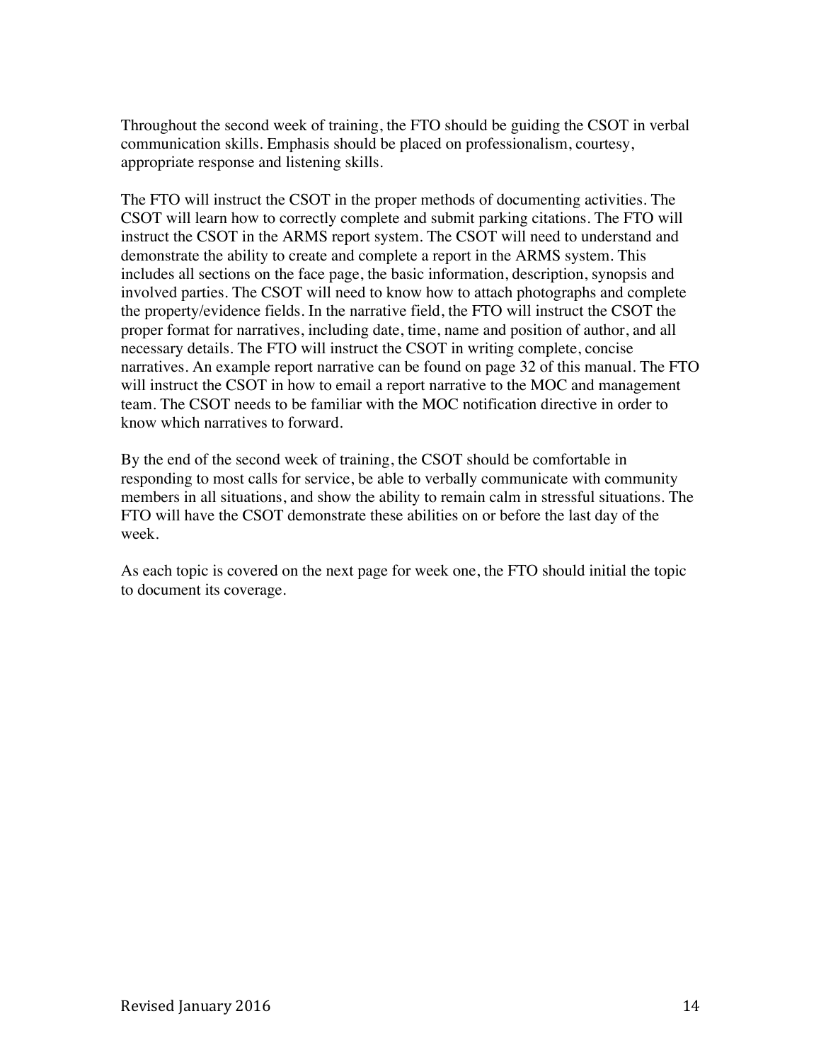Throughout the second week of training, the FTO should be guiding the CSOT in verbal communication skills. Emphasis should be placed on professionalism, courtesy, appropriate response and listening skills.

The FTO will instruct the CSOT in the proper methods of documenting activities. The CSOT will learn how to correctly complete and submit parking citations. The FTO will instruct the CSOT in the ARMS report system. The CSOT will need to understand and demonstrate the ability to create and complete a report in the ARMS system. This includes all sections on the face page, the basic information, description, synopsis and involved parties. The CSOT will need to know how to attach photographs and complete the property/evidence fields. In the narrative field, the FTO will instruct the CSOT the proper format for narratives, including date, time, name and position of author, and all necessary details. The FTO will instruct the CSOT in writing complete, concise narratives. An example report narrative can be found on page 32 of this manual. The FTO will instruct the CSOT in how to email a report narrative to the MOC and management team. The CSOT needs to be familiar with the MOC notification directive in order to know which narratives to forward.

By the end of the second week of training, the CSOT should be comfortable in responding to most calls for service, be able to verbally communicate with community members in all situations, and show the ability to remain calm in stressful situations. The FTO will have the CSOT demonstrate these abilities on or before the last day of the week.

As each topic is covered on the next page for week one, the FTO should initial the topic to document its coverage.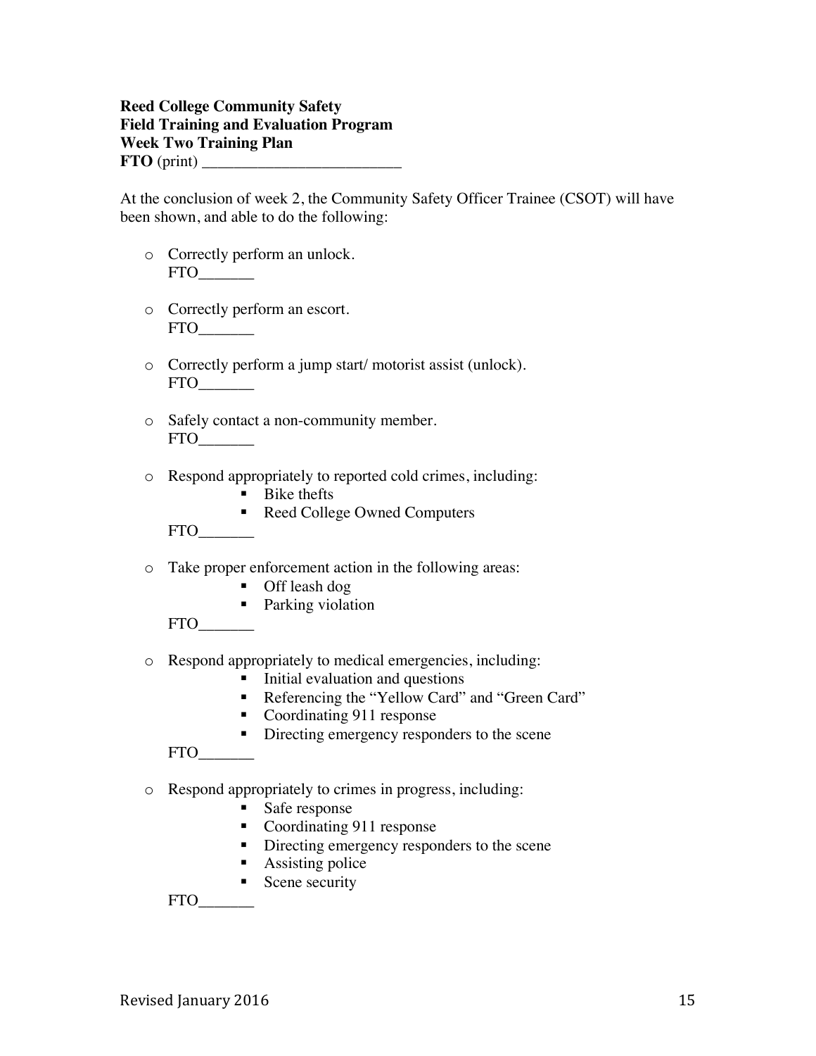**Reed College Community Safety**
**Field Training and Evaluation Program**
**Week Two Training Plan**
**FTO** (print) _________________________

At the conclusion of week 2, the Community Safety Officer Trainee (CSOT) will have been shown, and able to do the following:

- Correctly perform an unlock.
  FTO_______

- Correctly perform an escort.
  FTO_______

- Correctly perform a jump start/ motorist assist (unlock).
  FTO_______

- Safely contact a non-community member.
  FTO_______

- Respond appropriately to reported cold crimes, including:
    - Bike thefts
    - Reed College Owned Computers

  FTO_______

- Take proper enforcement action in the following areas:
    - Off leash dog
    - Parking violation

  FTO_______

- Respond appropriately to medical emergencies, including:
    - Initial evaluation and questions
    - Referencing the "Yellow Card" and "Green Card"
    - Coordinating 911 response
    - Directing emergency responders to the scene

  FTO_______

- Respond appropriately to crimes in progress, including:
    - Safe response
    - Coordinating 911 response
    - Directing emergency responders to the scene
    - Assisting police
    - Scene security

  FTO_______

Revised January 2016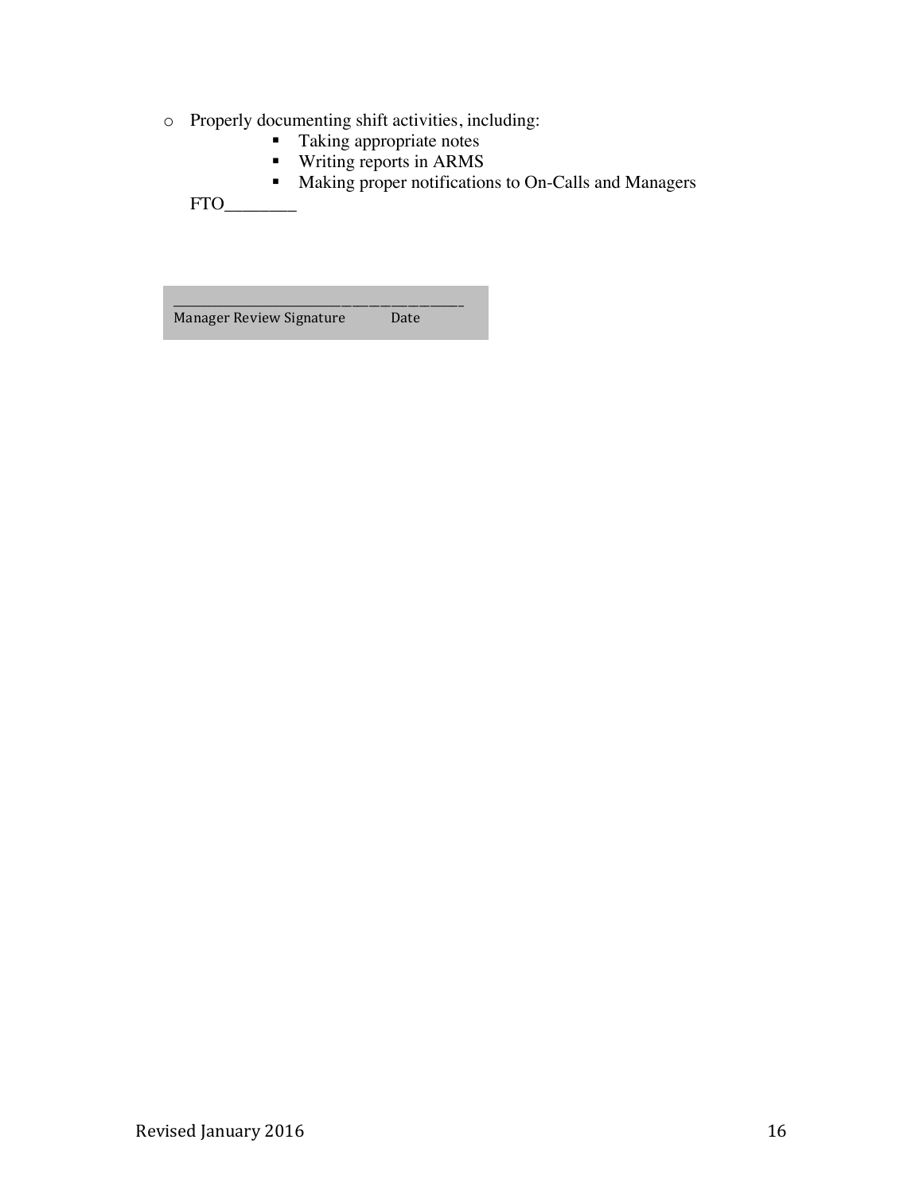- Properly documenting shift activities, including:
    - Taking appropriate notes
    - Writing reports in ARMS
    - Making proper notifications to On-Calls and Managers

  FTO________

______________________________________
Manager Review Signature Date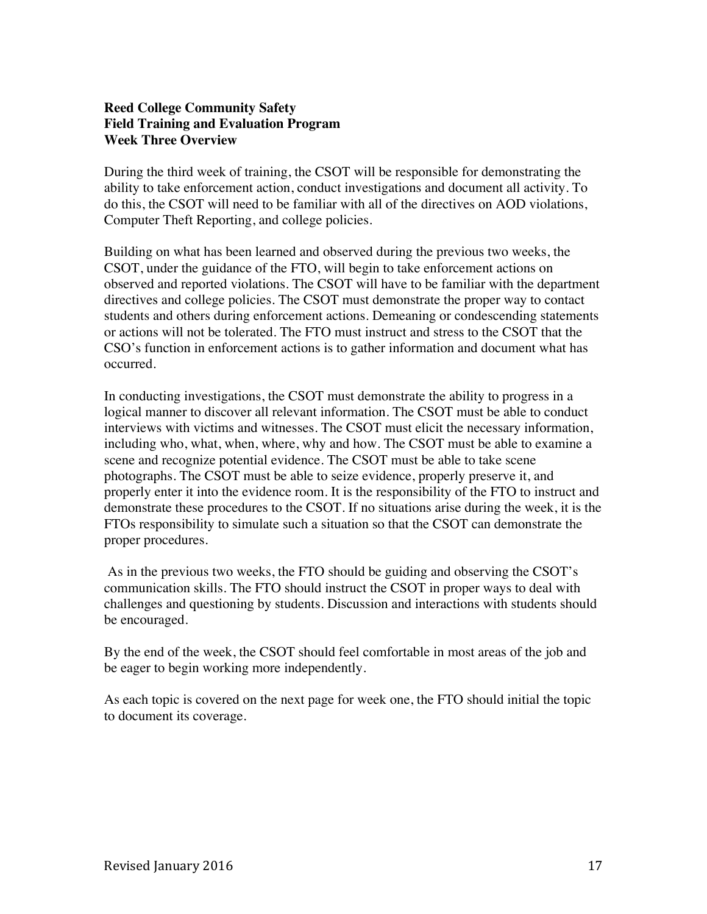**Reed College Community Safety**
**Field Training and Evaluation Program**
**Week Three Overview**

During the third week of training, the CSOT will be responsible for demonstrating the ability to take enforcement action, conduct investigations and document all activity. To do this, the CSOT will need to be familiar with all of the directives on AOD violations, Computer Theft Reporting, and college policies.

Building on what has been learned and observed during the previous two weeks, the CSOT, under the guidance of the FTO, will begin to take enforcement actions on observed and reported violations. The CSOT will have to be familiar with the department directives and college policies. The CSOT must demonstrate the proper way to contact students and others during enforcement actions. Demeaning or condescending statements or actions will not be tolerated. The FTO must instruct and stress to the CSOT that the CSO's function in enforcement actions is to gather information and document what has occurred.

In conducting investigations, the CSOT must demonstrate the ability to progress in a logical manner to discover all relevant information. The CSOT must be able to conduct interviews with victims and witnesses. The CSOT must elicit the necessary information, including who, what, when, where, why and how. The CSOT must be able to examine a scene and recognize potential evidence. The CSOT must be able to take scene photographs. The CSOT must be able to seize evidence, properly preserve it, and properly enter it into the evidence room. It is the responsibility of the FTO to instruct and demonstrate these procedures to the CSOT. If no situations arise during the week, it is the FTOs responsibility to simulate such a situation so that the CSOT can demonstrate the proper procedures.

As in the previous two weeks, the FTO should be guiding and observing the CSOT's communication skills. The FTO should instruct the CSOT in proper ways to deal with challenges and questioning by students. Discussion and interactions with students should be encouraged.

By the end of the week, the CSOT should feel comfortable in most areas of the job and be eager to begin working more independently.

As each topic is covered on the next page for week one, the FTO should initial the topic to document its coverage.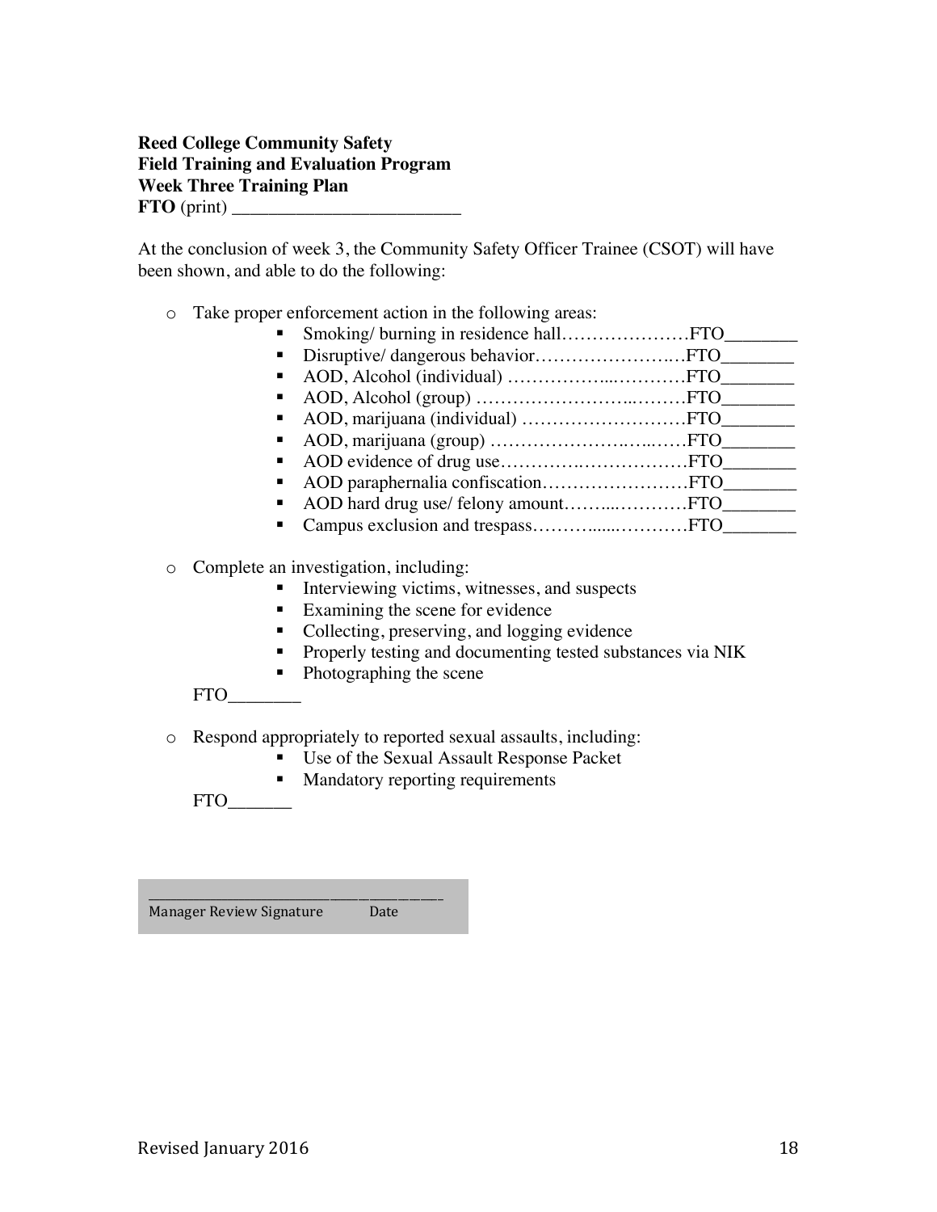**Reed College Community Safety**
**Field Training and Evaluation Program**
**Week Three Training Plan**
**FTO** (print) _________________________

At the conclusion of week 3, the Community Safety Officer Trainee (CSOT) will have been shown, and able to do the following:

- Take proper enforcement action in the following areas:
  - Smoking/ burning in residence hall…………………FTO________
  - Disruptive/ dangerous behavior…………………..…FTO________
  - AOD, Alcohol (individual) ……………...………….FTO________
  - AOD, Alcohol (group) …………………….……….FTO________
  - AOD, marijuana (individual) ………………………FTO________
  - AOD, marijuana (group) ………………….…..……FTO________
  - AOD evidence of drug use………….……………….FTO________
  - AOD paraphernalia confiscation……………………FTO________
  - AOD hard drug use/ felony amount……...…………FTO________
  - Campus exclusion and trespass………......…………FTO________

- Complete an investigation, including:
  - Interviewing victims, witnesses, and suspects
  - Examining the scene for evidence
  - Collecting, preserving, and logging evidence
  - Properly testing and documenting tested substances via NIK
  - Photographing the scene

  FTO________

- Respond appropriately to reported sexual assaults, including:
  - Use of the Sexual Assault Response Packet
  - Mandatory reporting requirements

  FTO_______

_______________________________________________
Manager Review Signature Date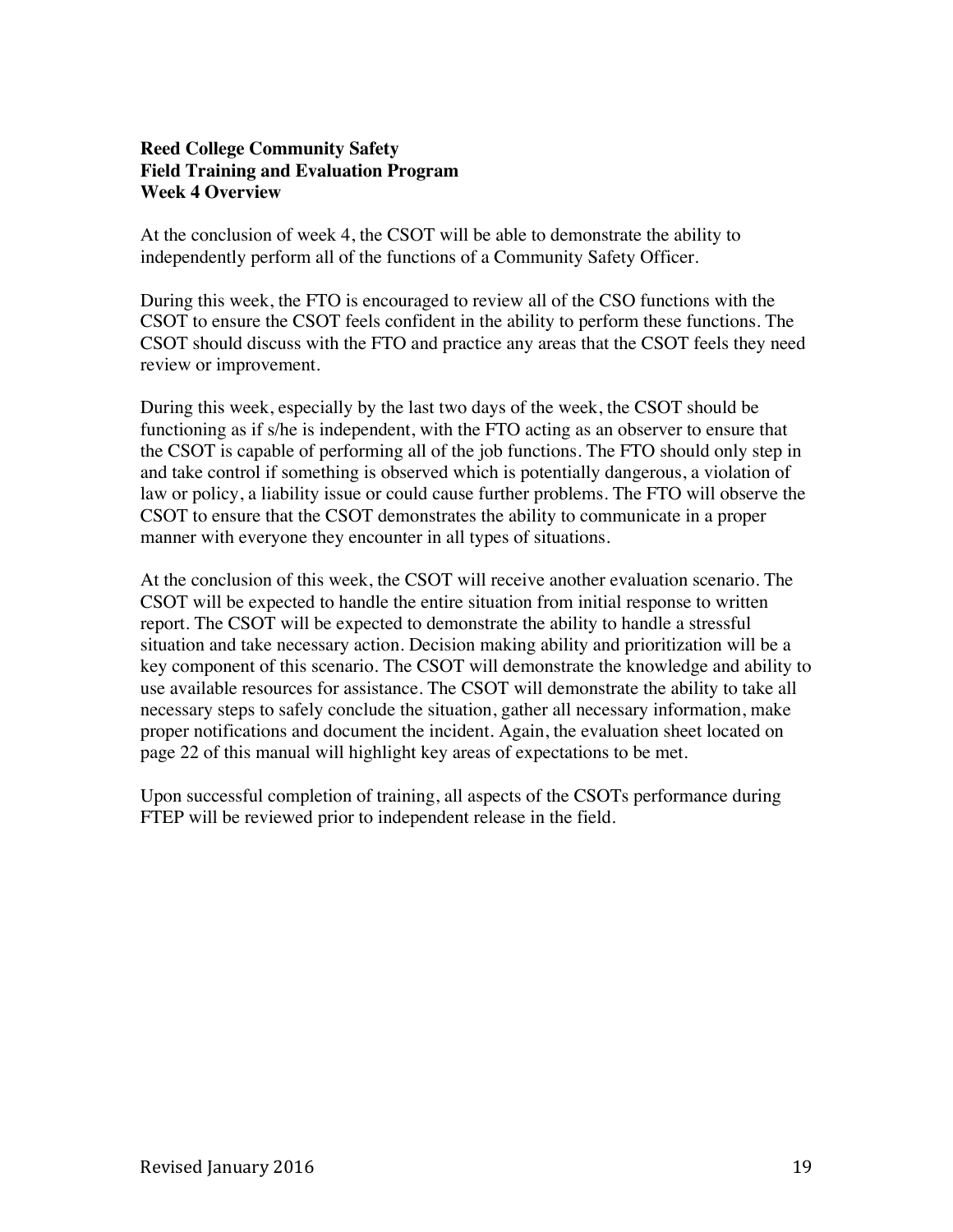**Reed College Community Safety**
**Field Training and Evaluation Program**
**Week 4 Overview**

At the conclusion of week 4, the CSOT will be able to demonstrate the ability to independently perform all of the functions of a Community Safety Officer.

During this week, the FTO is encouraged to review all of the CSO functions with the CSOT to ensure the CSOT feels confident in the ability to perform these functions. The CSOT should discuss with the FTO and practice any areas that the CSOT feels they need review or improvement.

During this week, especially by the last two days of the week, the CSOT should be functioning as if s/he is independent, with the FTO acting as an observer to ensure that the CSOT is capable of performing all of the job functions. The FTO should only step in and take control if something is observed which is potentially dangerous, a violation of law or policy, a liability issue or could cause further problems. The FTO will observe the CSOT to ensure that the CSOT demonstrates the ability to communicate in a proper manner with everyone they encounter in all types of situations.

At the conclusion of this week, the CSOT will receive another evaluation scenario. The CSOT will be expected to handle the entire situation from initial response to written report. The CSOT will be expected to demonstrate the ability to handle a stressful situation and take necessary action. Decision making ability and prioritization will be a key component of this scenario. The CSOT will demonstrate the knowledge and ability to use available resources for assistance. The CSOT will demonstrate the ability to take all necessary steps to safely conclude the situation, gather all necessary information, make proper notifications and document the incident. Again, the evaluation sheet located on page 22 of this manual will highlight key areas of expectations to be met.

Upon successful completion of training, all aspects of the CSOTs performance during FTEP will be reviewed prior to independent release in the field.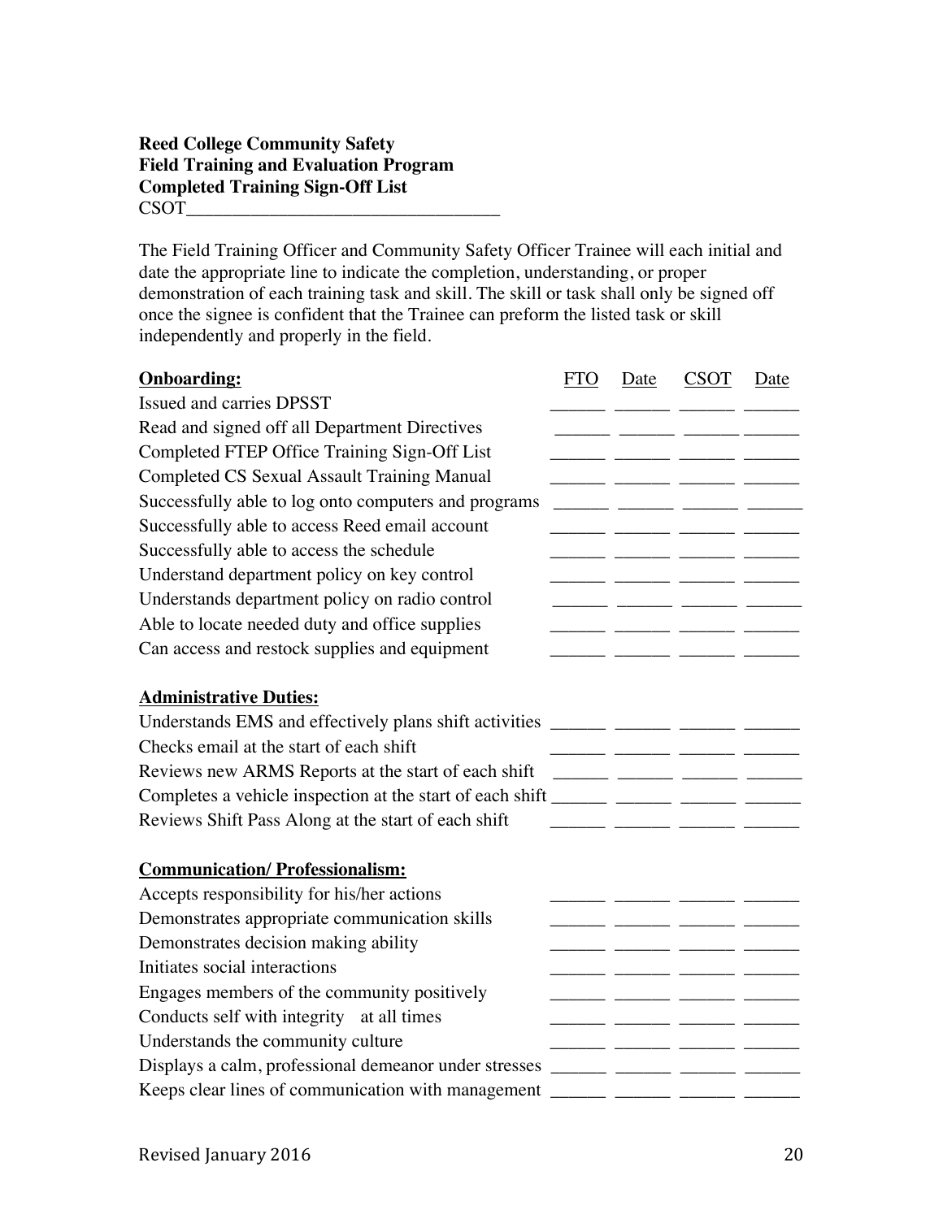**Reed College Community Safety**
**Field Training and Evaluation Program**
**Completed Training Sign-Off List**
CSOT___________________________________

The Field Training Officer and Community Safety Officer Trainee will each initial and date the appropriate line to indicate the completion, understanding, or proper demonstration of each training task and skill. The skill or task shall only be signed off once the signee is confident that the Trainee can preform the listed task or skill independently and properly in the field.

| **Onboarding:** | FTO | Date | CSOT | Date |
|---|---|---|---|---|
| Issued and carries DPSST | ______ | ______ | ______ | ______ |
| Read and signed off all Department Directives | ______ | ______ | ______ | ______ |
| Completed FTEP Office Training Sign-Off List | ______ | ______ | ______ | ______ |
| Completed CS Sexual Assault Training Manual | ______ | ______ | ______ | ______ |
| Successfully able to log onto computers and programs | ______ | ______ | ______ | ______ |
| Successfully able to access Reed email account | ______ | ______ | ______ | ______ |
| Successfully able to access the schedule | ______ | ______ | ______ | ______ |
| Understand department policy on key control | ______ | ______ | ______ | ______ |
| Understands department policy on radio control | ______ | ______ | ______ | ______ |
| Able to locate needed duty and office supplies | ______ | ______ | ______ | ______ |
| Can access and restock supplies and equipment | ______ | ______ | ______ | ______ |
| **Administrative Duties:** | | | | |
| Understands EMS and effectively plans shift activities | ______ | ______ | ______ | ______ |
| Checks email at the start of each shift | ______ | ______ | ______ | ______ |
| Reviews new ARMS Reports at the start of each shift | ______ | ______ | ______ | ______ |
| Completes a vehicle inspection at the start of each shift | ______ | ______ | ______ | ______ |
| Reviews Shift Pass Along at the start of each shift | ______ | ______ | ______ | ______ |
| **Communication/ Professionalism:** | | | | |
| Accepts responsibility for his/her actions | ______ | ______ | ______ | ______ |
| Demonstrates appropriate communication skills | ______ | ______ | ______ | ______ |
| Demonstrates decision making ability | ______ | ______ | ______ | ______ |
| Initiates social interactions | ______ | ______ | ______ | ______ |
| Engages members of the community positively | ______ | ______ | ______ | ______ |
| Conducts self with integrity at all times | ______ | ______ | ______ | ______ |
| Understands the community culture | ______ | ______ | ______ | ______ |
| Displays a calm, professional demeanor under stresses | ______ | ______ | ______ | ______ |
| Keeps clear lines of communication with management | ______ | ______ | ______ | ______ |

Revised January 2016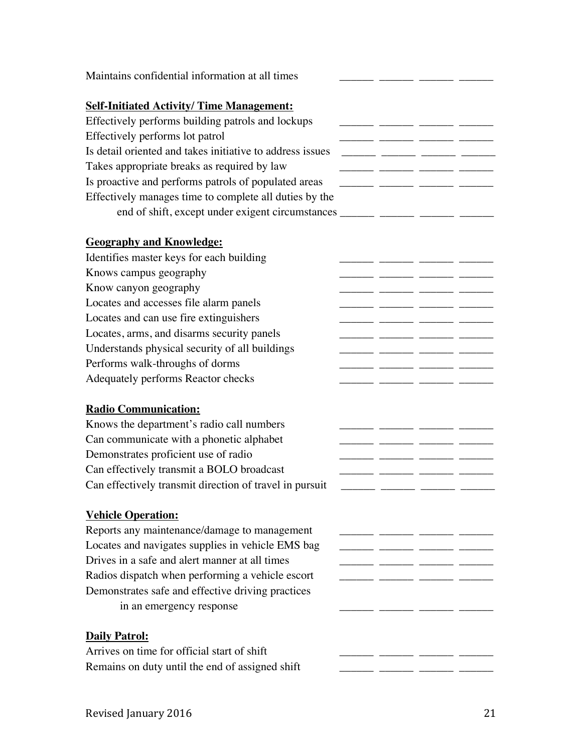Maintains confidential information at all times ______ ______ ______ ______

**Self-Initiated Activity/ Time Management:**

Effectively performs building patrols and lockups ______ ______ ______ ______
Effectively performs lot patrol ______ ______ ______ ______
Is detail oriented and takes initiative to address issues ______ ______ ______ ______
Takes appropriate breaks as required by law ______ ______ ______ ______
Is proactive and performs patrols of populated areas ______ ______ ______ ______
Effectively manages time to complete all duties by the
end of shift, except under exigent circumstances ______ ______ ______ ______

**Geography and Knowledge:**

Identifies master keys for each building ______ ______ ______ ______
Knows campus geography ______ ______ ______ ______
Know canyon geography ______ ______ ______ ______
Locates and accesses file alarm panels ______ ______ ______ ______
Locates and can use fire extinguishers ______ ______ ______ ______
Locates, arms, and disarms security panels ______ ______ ______ ______
Understands physical security of all buildings ______ ______ ______ ______
Performs walk-throughs of dorms ______ ______ ______ ______
Adequately performs Reactor checks ______ ______ ______ ______

**Radio Communication:**

Knows the department's radio call numbers ______ ______ ______ ______
Can communicate with a phonetic alphabet ______ ______ ______ ______
Demonstrates proficient use of radio ______ ______ ______ ______
Can effectively transmit a BOLO broadcast ______ ______ ______ ______
Can effectively transmit direction of travel in pursuit ______ ______ ______ ______

**Vehicle Operation:**

Reports any maintenance/damage to management ______ ______ ______ ______
Locates and navigates supplies in vehicle EMS bag ______ ______ ______ ______
Drives in a safe and alert manner at all times ______ ______ ______ ______
Radios dispatch when performing a vehicle escort ______ ______ ______ ______
Demonstrates safe and effective driving practices
in an emergency response ______ ______ ______ ______

**Daily Patrol:**

Arrives on time for official start of shift ______ ______ ______ ______
Remains on duty until the end of assigned shift ______ ______ ______ ______

Revised January 2016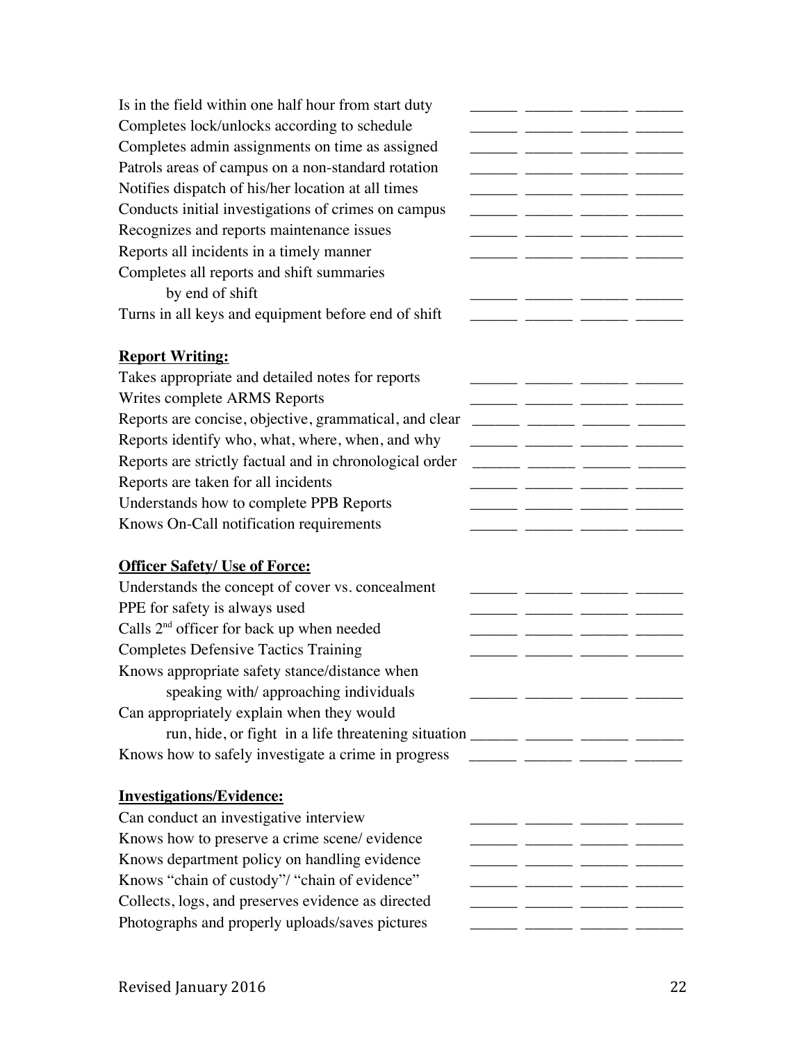Is in the field within one half hour from start duty ______ ______ ______ ______
Completes lock/unlocks according to schedule ______ ______ ______ ______
Completes admin assignments on time as assigned ______ ______ ______ ______
Patrols areas of campus on a non-standard rotation ______ ______ ______ ______
Notifies dispatch of his/her location at all times ______ ______ ______ ______
Conducts initial investigations of crimes on campus ______ ______ ______ ______
Recognizes and reports maintenance issues ______ ______ ______ ______
Reports all incidents in a timely manner ______ ______ ______ ______
Completes all reports and shift summaries
    by end of shift ______ ______ ______ ______
Turns in all keys and equipment before end of shift ______ ______ ______ ______

**Report Writing:**

Takes appropriate and detailed notes for reports ______ ______ ______ ______
Writes complete ARMS Reports ______ ______ ______ ______
Reports are concise, objective, grammatical, and clear ______ ______ ______ ______
Reports identify who, what, where, when, and why ______ ______ ______ ______
Reports are strictly factual and in chronological order ______ ______ ______ ______
Reports are taken for all incidents ______ ______ ______ ______
Understands how to complete PPB Reports ______ ______ ______ ______
Knows On-Call notification requirements ______ ______ ______ ______

**Officer Safety/ Use of Force:**

Understands the concept of cover vs. concealment ______ ______ ______ ______
PPE for safety is always used ______ ______ ______ ______
Calls 2nd officer for back up when needed ______ ______ ______ ______
Completes Defensive Tactics Training ______ ______ ______ ______
Knows appropriate safety stance/distance when
    speaking with/ approaching individuals ______ ______ ______ ______
Can appropriately explain when they would
    run, hide, or fight in a life threatening situation ______ ______ ______ ______
Knows how to safely investigate a crime in progress ______ ______ ______ ______

**Investigations/Evidence:**

Can conduct an investigative interview ______ ______ ______ ______
Knows how to preserve a crime scene/ evidence ______ ______ ______ ______
Knows department policy on handling evidence ______ ______ ______ ______
Knows "chain of custody"/ "chain of evidence" ______ ______ ______ ______
Collects, logs, and preserves evidence as directed ______ ______ ______ ______
Photographs and properly uploads/saves pictures ______ ______ ______ ______

Revised January 2016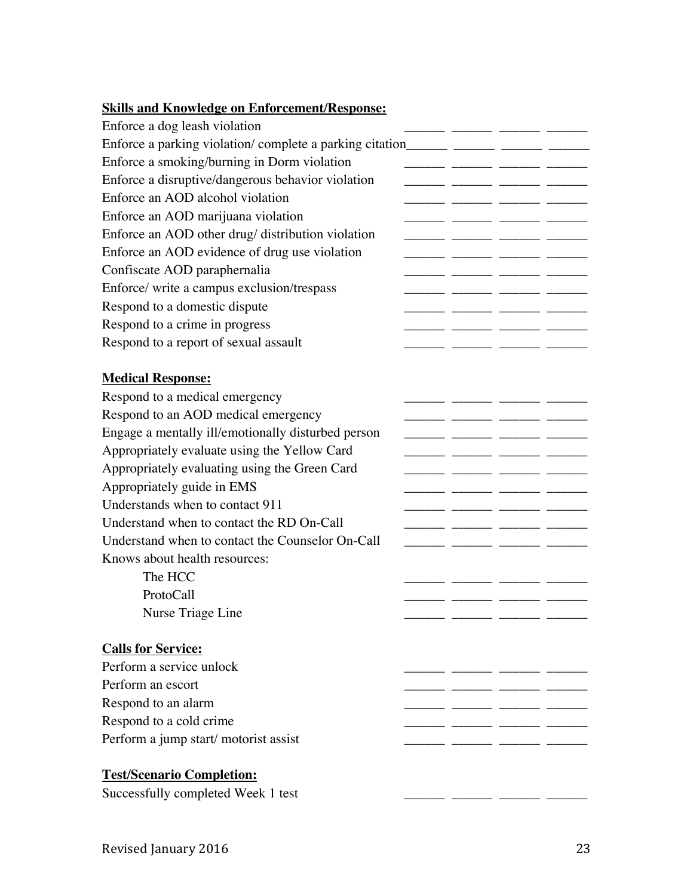**Skills and Knowledge on Enforcement/Response:**

Enforce a dog leash violation ______ ______ ______ ______
Enforce a parking violation/ complete a parking citation______ ______ ______ ______
Enforce a smoking/burning in Dorm violation ______ ______ ______ ______
Enforce a disruptive/dangerous behavior violation ______ ______ ______ ______
Enforce an AOD alcohol violation ______ ______ ______ ______
Enforce an AOD marijuana violation ______ ______ ______ ______
Enforce an AOD other drug/ distribution violation ______ ______ ______ ______
Enforce an AOD evidence of drug use violation ______ ______ ______ ______
Confiscate AOD paraphernalia ______ ______ ______ ______
Enforce/ write a campus exclusion/trespass ______ ______ ______ ______
Respond to a domestic dispute ______ ______ ______ ______
Respond to a crime in progress ______ ______ ______ ______
Respond to a report of sexual assault ______ ______ ______ ______

**Medical Response:**

Respond to a medical emergency ______ ______ ______ ______
Respond to an AOD medical emergency ______ ______ ______ ______
Engage a mentally ill/emotionally disturbed person ______ ______ ______ ______
Appropriately evaluate using the Yellow Card ______ ______ ______ ______
Appropriately evaluating using the Green Card ______ ______ ______ ______
Appropriately guide in EMS ______ ______ ______ ______
Understands when to contact 911 ______ ______ ______ ______
Understand when to contact the RD On-Call ______ ______ ______ ______
Understand when to contact the Counselor On-Call ______ ______ ______ ______
Knows about health resources:

- The HCC ______ ______ ______ ______
- ProtoCall ______ ______ ______ ______
- Nurse Triage Line ______ ______ ______ ______

**Calls for Service:**

Perform a service unlock ______ ______ ______ ______
Perform an escort ______ ______ ______ ______
Respond to an alarm ______ ______ ______ ______
Respond to a cold crime ______ ______ ______ ______
Perform a jump start/ motorist assist ______ ______ ______ ______

**Test/Scenario Completion:**

Successfully completed Week 1 test ______ ______ ______ ______

Revised January 2016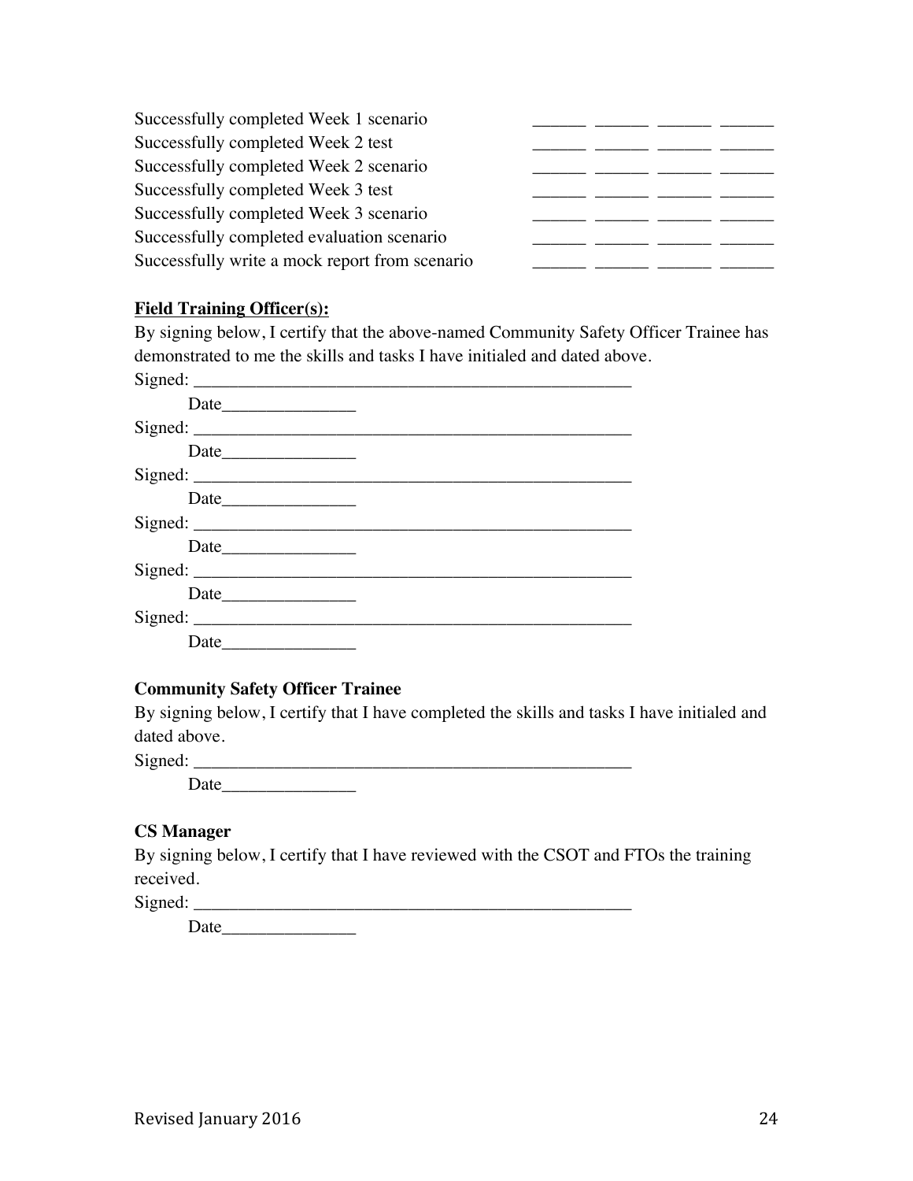| | | | | |
|---|---|---|---|---|
| Successfully completed Week 1 scenario | ______ | ______ | ______ | ______ |
| Successfully completed Week 2 test | ______ | ______ | ______ | ______ |
| Successfully completed Week 2 scenario | ______ | ______ | ______ | ______ |
| Successfully completed Week 3 test | ______ | ______ | ______ | ______ |
| Successfully completed Week 3 scenario | ______ | ______ | ______ | ______ |
| Successfully completed evaluation scenario | ______ | ______ | ______ | ______ |
| Successfully write a mock report from scenario | ______ | ______ | ______ | ______ |

**Field Training Officer(s):**

By signing below, I certify that the above-named Community Safety Officer Trainee has demonstrated to me the skills and tasks I have initialed and dated above.

Signed: ___________________________________________________

Date_______________

Signed: ___________________________________________________

Date_______________

Signed: ___________________________________________________

Date_______________

Signed: ___________________________________________________

Date_______________

Signed: ___________________________________________________

Date_______________

Signed: ___________________________________________________

Date_______________

**Community Safety Officer Trainee**

By signing below, I certify that I have completed the skills and tasks I have initialed and dated above.

Signed: ___________________________________________________

Date_______________

**CS Manager**

By signing below, I certify that I have reviewed with the CSOT and FTOs the training received.

Signed: ___________________________________________________

Date_______________

Revised January 2016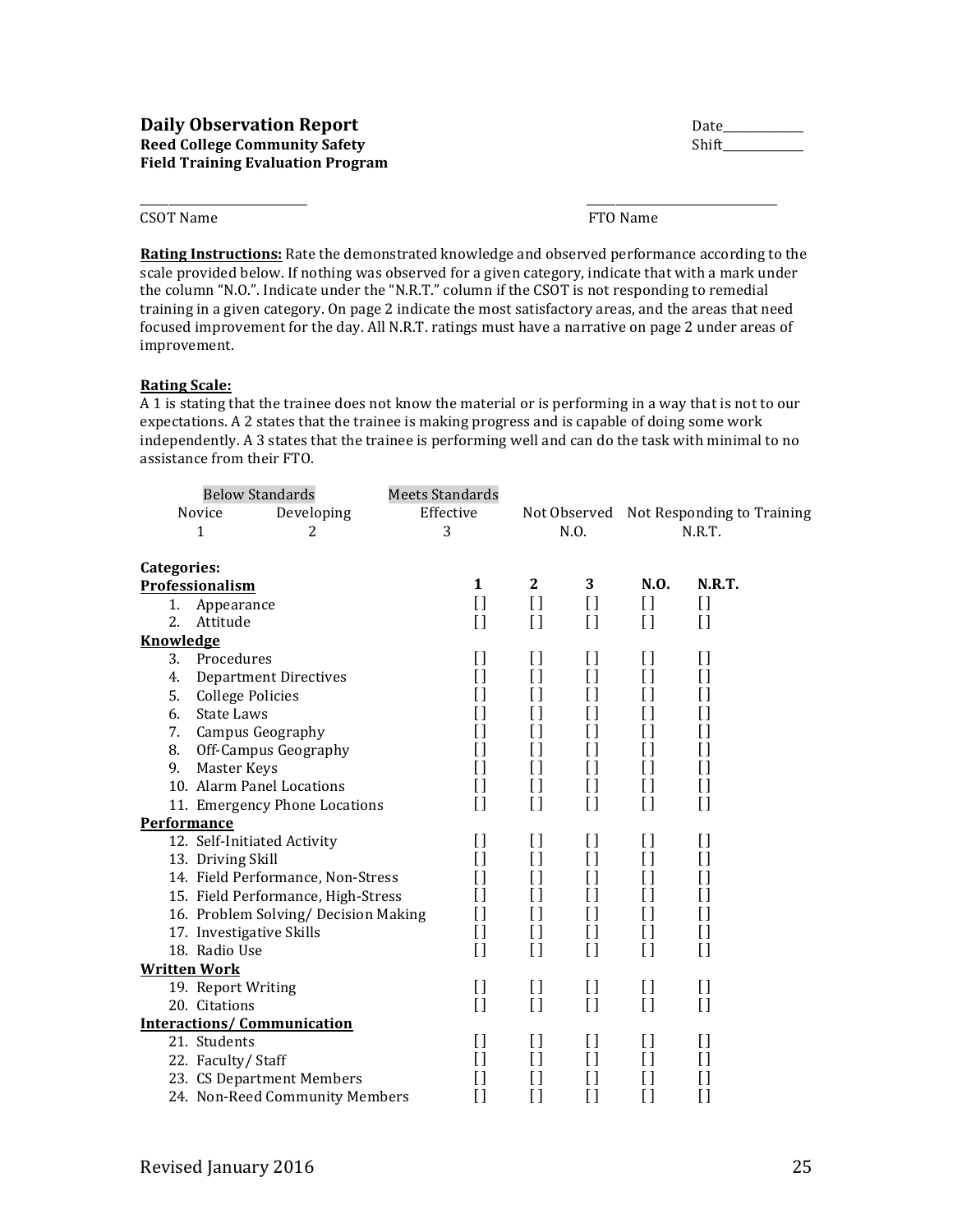**Daily Observation Report**
**Reed College Community Safety**
**Field Training Evaluation Program**

Date____________
Shift____________

________________________
CSOT Name

________________________
FTO Name

**Rating Instructions:** Rate the demonstrated knowledge and observed performance according to the scale provided below. If nothing was observed for a given category, indicate that with a mark under the column "N.O.". Indicate under the "N.R.T." column if the CSOT is not responding to remedial training in a given category. On page 2 indicate the most satisfactory areas, and the areas that need focused improvement for the day. All N.R.T. ratings must have a narrative on page 2 under areas of improvement.

**Rating Scale:**
A 1 is stating that the trainee does not know the material or is performing in a way that is not to our expectations. A 2 states that the trainee is making progress and is capable of doing some work independently. A 3 states that the trainee is performing well and can do the task with minimal to no assistance from their FTO.

| Below Standards | | Meets Standards | | |
|---|---|---|---|---|
| Novice | Developing | Effective | Not Observed | Not Responding to Training |
| 1 | 2 | 3 | N.O. | N.R.T. |

**Categories:**

| | **1** | **2** | **3** | **N.O.** | **N.R.T.** |
|---|---|---|---|---|---|
| **Professionalism** | | | | | |
| 1. Appearance | [] | [] | [] | [] | [] |
| 2. Attitude | [] | [] | [] | [] | [] |
| **Knowledge** | | | | | |
| 3. Procedures | [] | [] | [] | [] | [] |
| 4. Department Directives | [] | [] | [] | [] | [] |
| 5. College Policies | [] | [] | [] | [] | [] |
| 6. State Laws | [] | [] | [] | [] | [] |
| 7. Campus Geography | [] | [] | [] | [] | [] |
| 8. Off-Campus Geography | [] | [] | [] | [] | [] |
| 9. Master Keys | [] | [] | [] | [] | [] |
| 10. Alarm Panel Locations | [] | [] | [] | [] | [] |
| 11. Emergency Phone Locations | [] | [] | [] | [] | [] |
| **Performance** | | | | | |
| 12. Self-Initiated Activity | [] | [] | [] | [] | [] |
| 13. Driving Skill | [] | [] | [] | [] | [] |
| 14. Field Performance, Non-Stress | [] | [] | [] | [] | [] |
| 15. Field Performance, High-Stress | [] | [] | [] | [] | [] |
| 16. Problem Solving/ Decision Making | [] | [] | [] | [] | [] |
| 17. Investigative Skills | [] | [] | [] | [] | [] |
| 18. Radio Use | [] | [] | [] | [] | [] |
| **Written Work** | | | | | |
| 19. Report Writing | [] | [] | [] | [] | [] |
| 20. Citations | [] | [] | [] | [] | [] |
| **Interactions/ Communication** | | | | | |
| 21. Students | [] | [] | [] | [] | [] |
| 22. Faculty/ Staff | [] | [] | [] | [] | [] |
| 23. CS Department Members | [] | [] | [] | [] | [] |
| 24. Non-Reed Community Members | [] | [] | [] | [] | [] |

Revised January 2016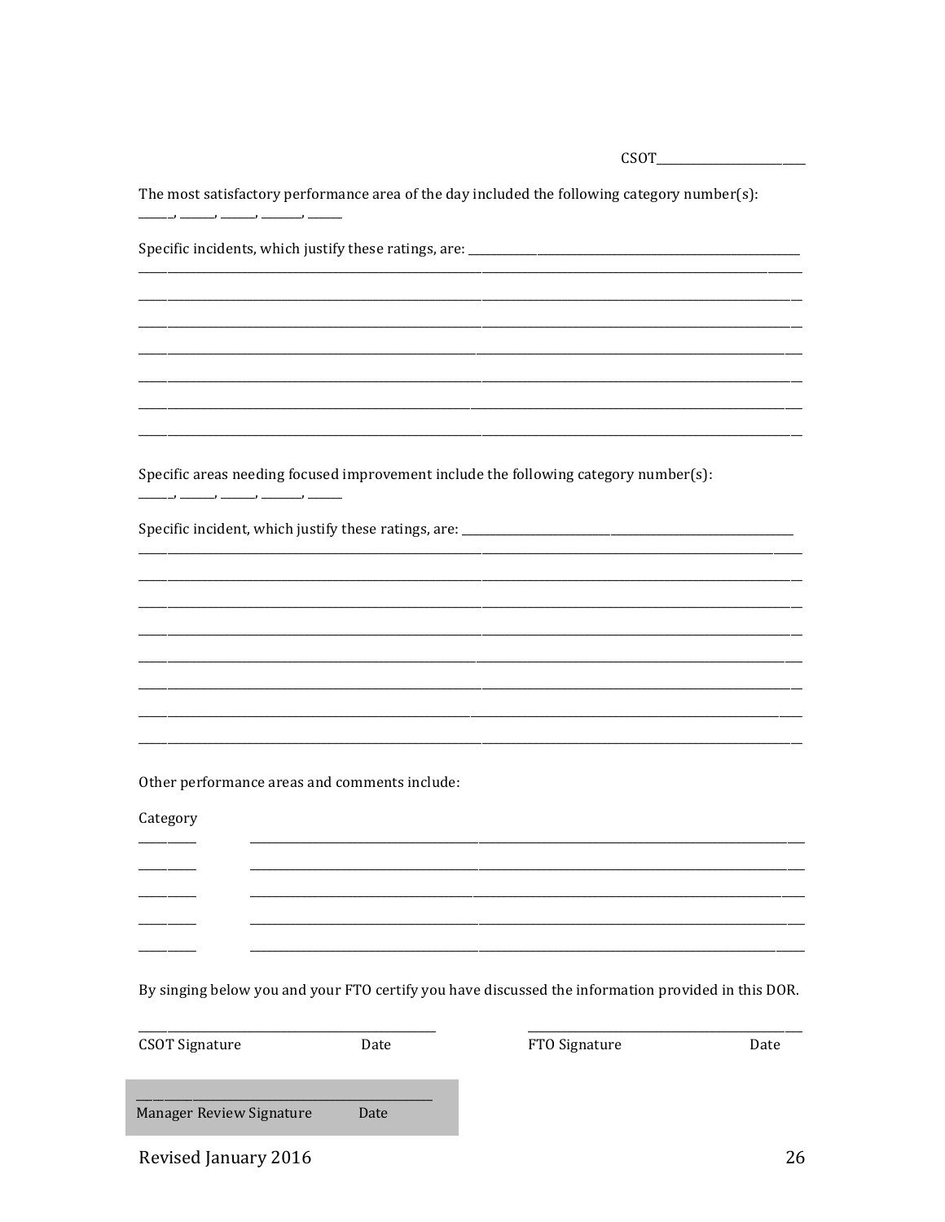CSOT_______________________

The most satisfactory performance area of the day included the following category number(s):
_____, _____, _____, ______, _____

Specific incidents, which justify these ratings, are: ______________________________________________________
______________________________________________________________________________________
______________________________________________________________________________________
______________________________________________________________________________________
______________________________________________________________________________________
______________________________________________________________________________________
______________________________________________________________________________________
______________________________________________________________________________________

Specific areas needing focused improvement include the following category number(s):
_____, _____, _____, ______, _____

Specific incident, which justify these ratings, are: ______________________________________________________
______________________________________________________________________________________
______________________________________________________________________________________
______________________________________________________________________________________
______________________________________________________________________________________
______________________________________________________________________________________
______________________________________________________________________________________
______________________________________________________________________________________
______________________________________________________________________________________

Other performance areas and comments include:

Category

_________ ____________________________________________________________________________
_________ ____________________________________________________________________________
_________ ____________________________________________________________________________
_________ ____________________________________________________________________________
_________ ____________________________________________________________________________

By singing below you and your FTO certify you have discussed the information provided in this DOR.

______________________________________________ ______________________________________________
CSOT Signature Date FTO Signature Date

______________________________________________
Manager Review Signature Date

Revised January 2016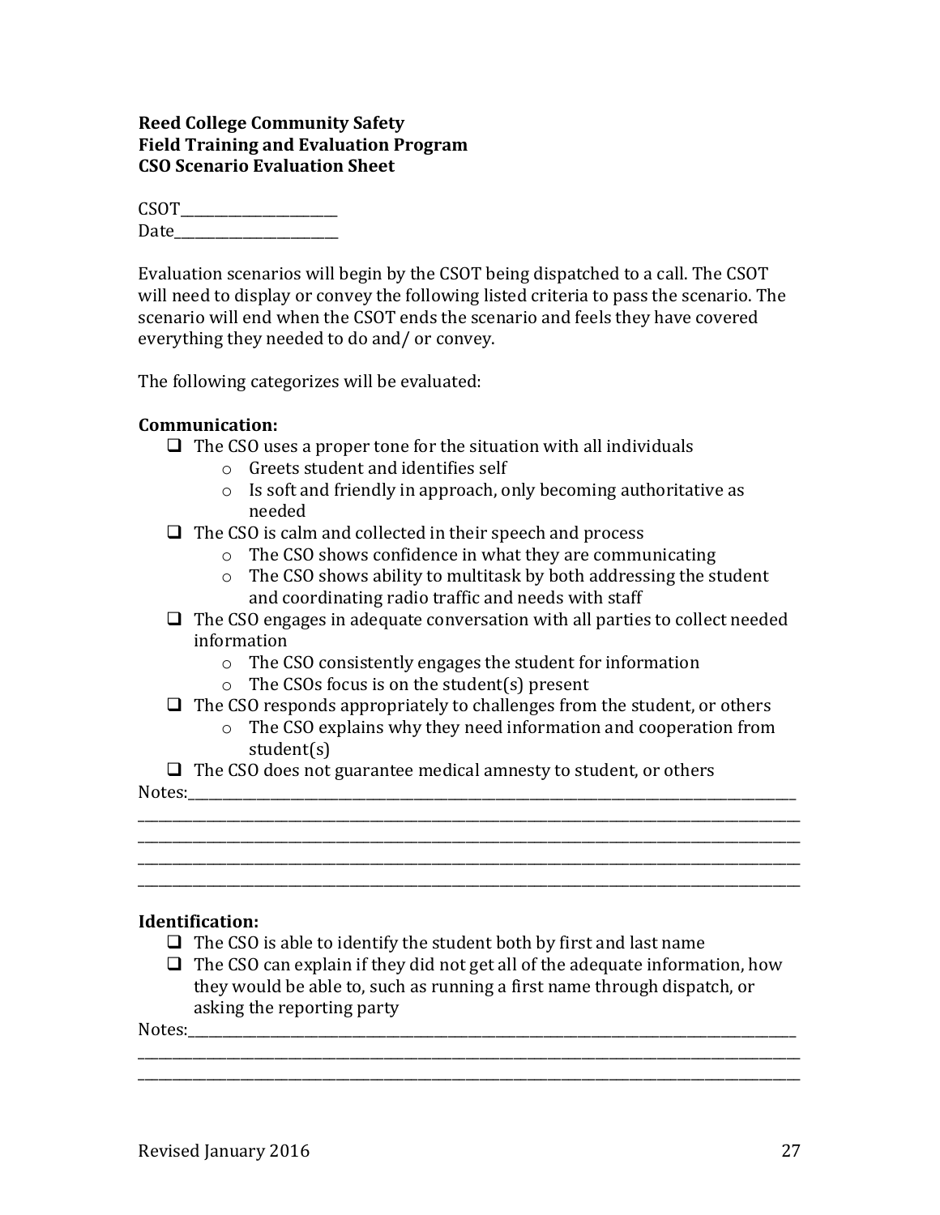**Reed College Community Safety**
**Field Training and Evaluation Program**
**CSO Scenario Evaluation Sheet**

CSOT_______________________
Date_______________________

Evaluation scenarios will begin by the CSOT being dispatched to a call. The CSOT will need to display or convey the following listed criteria to pass the scenario. The scenario will end when the CSOT ends the scenario and feels they have covered everything they needed to do and/ or convey.

The following categorizes will be evaluated:

**Communication:**

- ❑ The CSO uses a proper tone for the situation with all individuals
  - o Greets student and identifies self
  - o Is soft and friendly in approach, only becoming authoritative as needed
- ❑ The CSO is calm and collected in their speech and process
  - o The CSO shows confidence in what they are communicating
  - o The CSO shows ability to multitask by both addressing the student and coordinating radio traffic and needs with staff
- ❑ The CSO engages in adequate conversation with all parties to collect needed information
  - o The CSO consistently engages the student for information
  - o The CSOs focus is on the student(s) present
- ❑ The CSO responds appropriately to challenges from the student, or others
  - o The CSO explains why they need information and cooperation from student(s)
- ❑ The CSO does not guarantee medical amnesty to student, or others

Notes:_____________________________________________________________________________
___________________________________________________________________________________
___________________________________________________________________________________
___________________________________________________________________________________
___________________________________________________________________________________

**Identification:**

- ❑ The CSO is able to identify the student both by first and last name
- ❑ The CSO can explain if they did not get all of the adequate information, how they would be able to, such as running a first name through dispatch, or asking the reporting party

Notes:_____________________________________________________________________________
___________________________________________________________________________________
___________________________________________________________________________________

Revised January 2016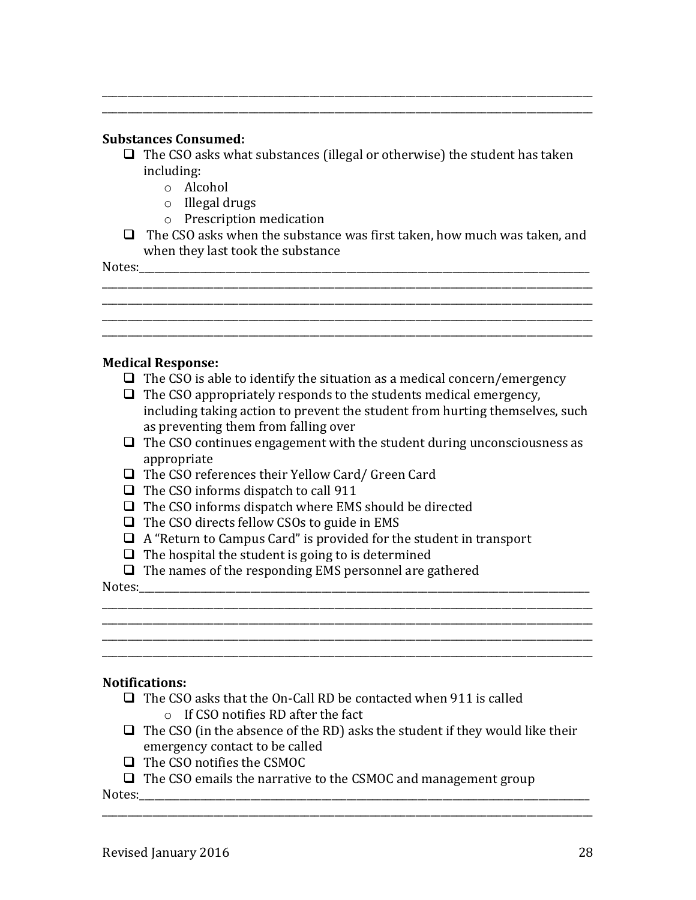______________________________________________________________________________
______________________________________________________________________________

**Substances Consumed:**

- ❑ The CSO asks what substances (illegal or otherwise) the student has taken including:
  - Alcohol
  - Illegal drugs
  - Prescription medication
- ❑ The CSO asks when the substance was first taken, how much was taken, and when they last took the substance

Notes:__________________________________________________________________________
______________________________________________________________________________
______________________________________________________________________________
______________________________________________________________________________
______________________________________________________________________________

**Medical Response:**

- ❑ The CSO is able to identify the situation as a medical concern/emergency
- ❑ The CSO appropriately responds to the students medical emergency, including taking action to prevent the student from hurting themselves, such as preventing them from falling over
- ❑ The CSO continues engagement with the student during unconsciousness as appropriate
- ❑ The CSO references their Yellow Card/ Green Card
- ❑ The CSO informs dispatch to call 911
- ❑ The CSO informs dispatch where EMS should be directed
- ❑ The CSO directs fellow CSOs to guide in EMS
- ❑ A "Return to Campus Card" is provided for the student in transport
- ❑ The hospital the student is going to is determined
- ❑ The names of the responding EMS personnel are gathered

Notes:__________________________________________________________________________
______________________________________________________________________________
______________________________________________________________________________
______________________________________________________________________________
______________________________________________________________________________

**Notifications:**

- ❑ The CSO asks that the On-Call RD be contacted when 911 is called
  - If CSO notifies RD after the fact
- ❑ The CSO (in the absence of the RD) asks the student if they would like their emergency contact to be called
- ❑ The CSO notifies the CSMOC
- ❑ The CSO emails the narrative to the CSMOC and management group

Notes:__________________________________________________________________________
______________________________________________________________________________

Revised January 2016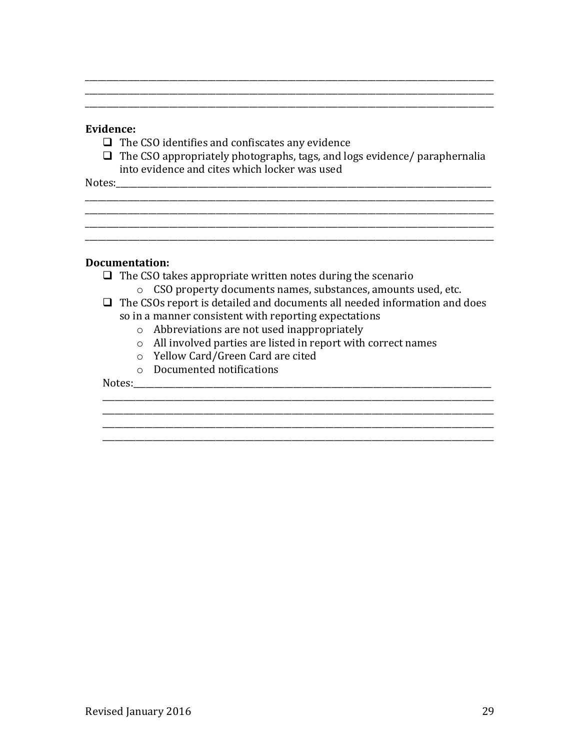\_\_\_\_\_\_\_\_\_\_\_\_\_\_\_\_\_\_\_\_\_\_\_\_\_\_\_\_\_\_\_\_\_\_\_\_\_\_\_\_\_\_\_\_\_\_\_\_\_\_\_\_\_\_\_\_\_\_\_\_\_\_\_\_\_\_\_\_\_\_\_\_\_\_\_\_\_\_
\_\_\_\_\_\_\_\_\_\_\_\_\_\_\_\_\_\_\_\_\_\_\_\_\_\_\_\_\_\_\_\_\_\_\_\_\_\_\_\_\_\_\_\_\_\_\_\_\_\_\_\_\_\_\_\_\_\_\_\_\_\_\_\_\_\_\_\_\_\_\_\_\_\_\_\_\_\_
\_\_\_\_\_\_\_\_\_\_\_\_\_\_\_\_\_\_\_\_\_\_\_\_\_\_\_\_\_\_\_\_\_\_\_\_\_\_\_\_\_\_\_\_\_\_\_\_\_\_\_\_\_\_\_\_\_\_\_\_\_\_\_\_\_\_\_\_\_\_\_\_\_\_\_\_\_\_

**Evidence:**

- ❑ The CSO identifies and confiscates any evidence
- ❑ The CSO appropriately photographs, tags, and logs evidence/ paraphernalia into evidence and cites which locker was used

Notes:\_\_\_\_\_\_\_\_\_\_\_\_\_\_\_\_\_\_\_\_\_\_\_\_\_\_\_\_\_\_\_\_\_\_\_\_\_\_\_\_\_\_\_\_\_\_\_\_\_\_\_\_\_\_\_\_\_\_\_\_\_\_\_\_\_\_\_\_\_\_\_\_\_
\_\_\_\_\_\_\_\_\_\_\_\_\_\_\_\_\_\_\_\_\_\_\_\_\_\_\_\_\_\_\_\_\_\_\_\_\_\_\_\_\_\_\_\_\_\_\_\_\_\_\_\_\_\_\_\_\_\_\_\_\_\_\_\_\_\_\_\_\_\_\_\_\_\_\_\_\_\_
\_\_\_\_\_\_\_\_\_\_\_\_\_\_\_\_\_\_\_\_\_\_\_\_\_\_\_\_\_\_\_\_\_\_\_\_\_\_\_\_\_\_\_\_\_\_\_\_\_\_\_\_\_\_\_\_\_\_\_\_\_\_\_\_\_\_\_\_\_\_\_\_\_\_\_\_\_\_
\_\_\_\_\_\_\_\_\_\_\_\_\_\_\_\_\_\_\_\_\_\_\_\_\_\_\_\_\_\_\_\_\_\_\_\_\_\_\_\_\_\_\_\_\_\_\_\_\_\_\_\_\_\_\_\_\_\_\_\_\_\_\_\_\_\_\_\_\_\_\_\_\_\_\_\_\_\_
\_\_\_\_\_\_\_\_\_\_\_\_\_\_\_\_\_\_\_\_\_\_\_\_\_\_\_\_\_\_\_\_\_\_\_\_\_\_\_\_\_\_\_\_\_\_\_\_\_\_\_\_\_\_\_\_\_\_\_\_\_\_\_\_\_\_\_\_\_\_\_\_\_\_\_\_\_\_

**Documentation:**

- ❑ The CSO takes appropriate written notes during the scenario
  - CSO property documents names, substances, amounts used, etc.
- ❑ The CSOs report is detailed and documents all needed information and does so in a manner consistent with reporting expectations
  - Abbreviations are not used inappropriately
  - All involved parties are listed in report with correct names
  - Yellow Card/Green Card are cited
  - Documented notifications

Notes:\_\_\_\_\_\_\_\_\_\_\_\_\_\_\_\_\_\_\_\_\_\_\_\_\_\_\_\_\_\_\_\_\_\_\_\_\_\_\_\_\_\_\_\_\_\_\_\_\_\_\_\_\_\_\_\_\_\_\_\_\_\_\_\_\_\_\_\_\_\_\_
\_\_\_\_\_\_\_\_\_\_\_\_\_\_\_\_\_\_\_\_\_\_\_\_\_\_\_\_\_\_\_\_\_\_\_\_\_\_\_\_\_\_\_\_\_\_\_\_\_\_\_\_\_\_\_\_\_\_\_\_\_\_\_\_\_\_\_\_\_\_\_\_\_\_\_\_\_\_
\_\_\_\_\_\_\_\_\_\_\_\_\_\_\_\_\_\_\_\_\_\_\_\_\_\_\_\_\_\_\_\_\_\_\_\_\_\_\_\_\_\_\_\_\_\_\_\_\_\_\_\_\_\_\_\_\_\_\_\_\_\_\_\_\_\_\_\_\_\_\_\_\_\_\_\_\_\_
\_\_\_\_\_\_\_\_\_\_\_\_\_\_\_\_\_\_\_\_\_\_\_\_\_\_\_\_\_\_\_\_\_\_\_\_\_\_\_\_\_\_\_\_\_\_\_\_\_\_\_\_\_\_\_\_\_\_\_\_\_\_\_\_\_\_\_\_\_\_\_\_\_\_\_\_\_\_
\_\_\_\_\_\_\_\_\_\_\_\_\_\_\_\_\_\_\_\_\_\_\_\_\_\_\_\_\_\_\_\_\_\_\_\_\_\_\_\_\_\_\_\_\_\_\_\_\_\_\_\_\_\_\_\_\_\_\_\_\_\_\_\_\_\_\_\_\_\_\_\_\_\_\_\_\_\_

Revised January 2016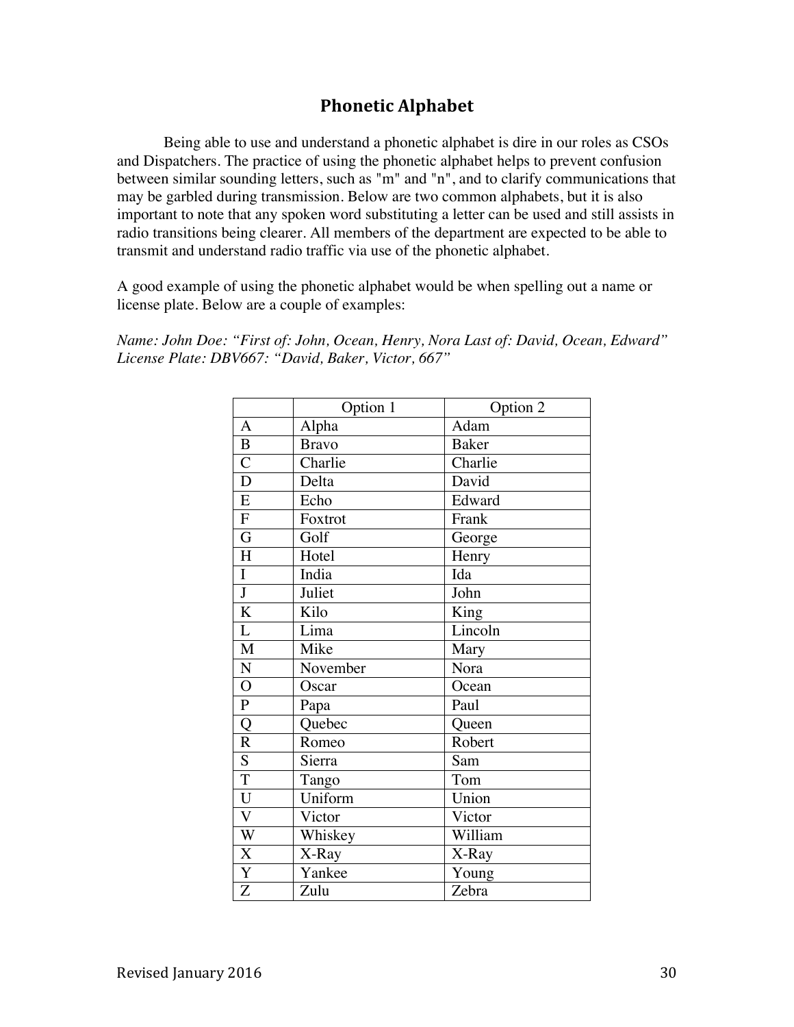## Phonetic Alphabet

Being able to use and understand a phonetic alphabet is dire in our roles as CSOs and Dispatchers. The practice of using the phonetic alphabet helps to prevent confusion between similar sounding letters, such as "m" and "n", and to clarify communications that may be garbled during transmission. Below are two common alphabets, but it is also important to note that any spoken word substituting a letter can be used and still assists in radio transitions being clearer. All members of the department are expected to be able to transmit and understand radio traffic via use of the phonetic alphabet.

A good example of using the phonetic alphabet would be when spelling out a name or license plate. Below are a couple of examples:

*Name: John Doe: "First of: John, Ocean, Henry, Nora Last of: David, Ocean, Edward"*
*License Plate: DBV667: "David, Baker, Victor, 667"*

| | Option 1 | Option 2 |
|---|---|---|
| A | Alpha | Adam |
| B | Bravo | Baker |
| C | Charlie | Charlie |
| D | Delta | David |
| E | Echo | Edward |
| F | Foxtrot | Frank |
| G | Golf | George |
| H | Hotel | Henry |
| I | India | Ida |
| J | Juliet | John |
| K | Kilo | King |
| L | Lima | Lincoln |
| M | Mike | Mary |
| N | November | Nora |
| O | Oscar | Ocean |
| P | Papa | Paul |
| Q | Quebec | Queen |
| R | Romeo | Robert |
| S | Sierra | Sam |
| T | Tango | Tom |
| U | Uniform | Union |
| V | Victor | Victor |
| W | Whiskey | William |
| X | X-Ray | X-Ray |
| Y | Yankee | Young |
| Z | Zulu | Zebra |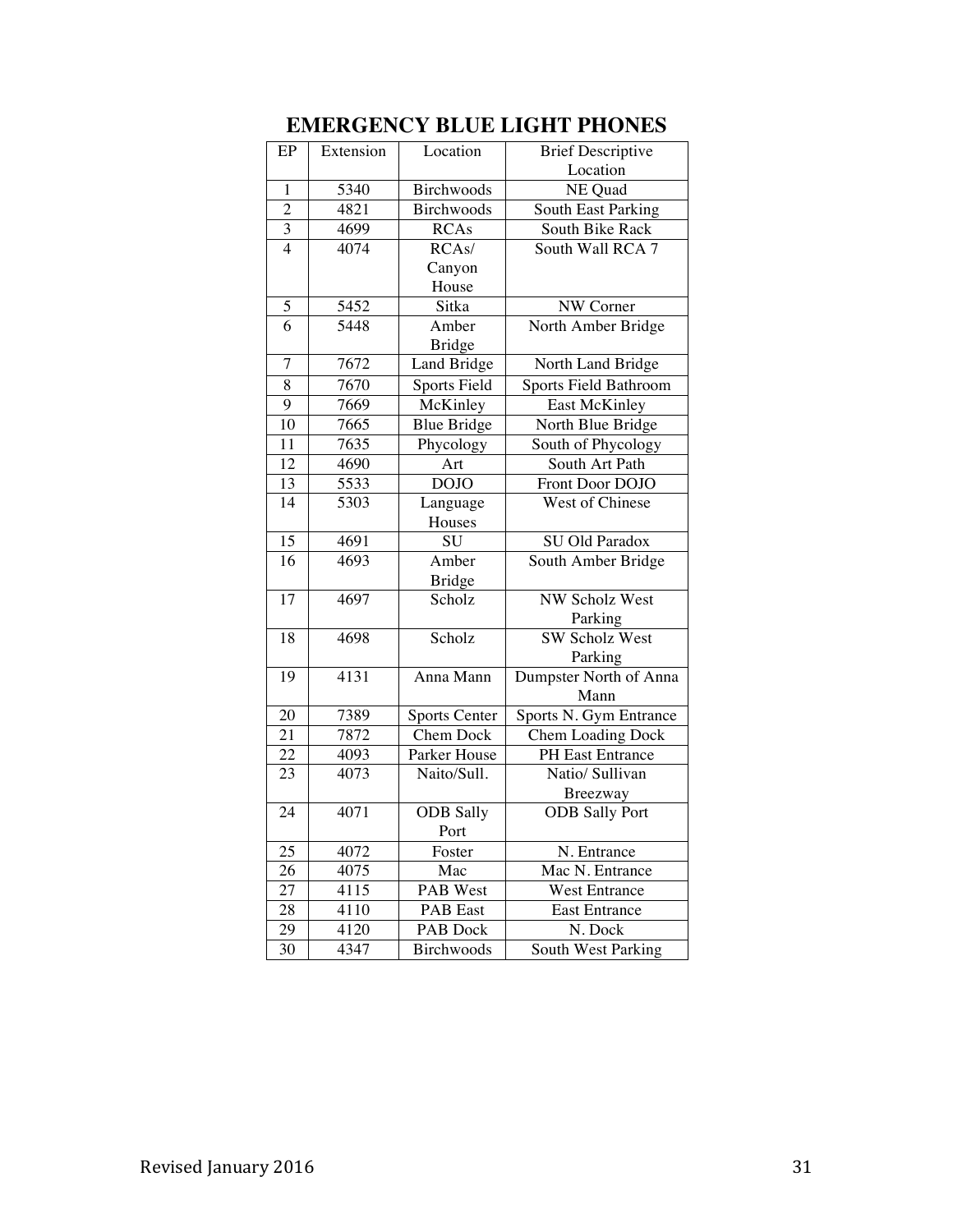# EMERGENCY BLUE LIGHT PHONES

| EP | Extension | Location | Brief Descriptive Location |
|---|---|---|---|
| 1 | 5340 | Birchwoods | NE Quad |
| 2 | 4821 | Birchwoods | South East Parking |
| 3 | 4699 | RCAs | South Bike Rack |
| 4 | 4074 | RCAs/ Canyon House | South Wall RCA 7 |
| 5 | 5452 | Sitka | NW Corner |
| 6 | 5448 | Amber Bridge | North Amber Bridge |
| 7 | 7672 | Land Bridge | North Land Bridge |
| 8 | 7670 | Sports Field | Sports Field Bathroom |
| 9 | 7669 | McKinley | East McKinley |
| 10 | 7665 | Blue Bridge | North Blue Bridge |
| 11 | 7635 | Phycology | South of Phycology |
| 12 | 4690 | Art | South Art Path |
| 13 | 5533 | DOJO | Front Door DOJO |
| 14 | 5303 | Language Houses | West of Chinese |
| 15 | 4691 | SU | SU Old Paradox |
| 16 | 4693 | Amber Bridge | South Amber Bridge |
| 17 | 4697 | Scholz | NW Scholz West Parking |
| 18 | 4698 | Scholz | SW Scholz West Parking |
| 19 | 4131 | Anna Mann | Dumpster North of Anna Mann |
| 20 | 7389 | Sports Center | Sports N. Gym Entrance |
| 21 | 7872 | Chem Dock | Chem Loading Dock |
| 22 | 4093 | Parker House | PH East Entrance |
| 23 | 4073 | Naito/Sull. | Natio/ Sullivan Breezway |
| 24 | 4071 | ODB Sally Port | ODB Sally Port |
| 25 | 4072 | Foster | N. Entrance |
| 26 | 4075 | Mac | Mac N. Entrance |
| 27 | 4115 | PAB West | West Entrance |
| 28 | 4110 | PAB East | East Entrance |
| 29 | 4120 | PAB Dock | N. Dock |
| 30 | 4347 | Birchwoods | South West Parking |

Revised January 2016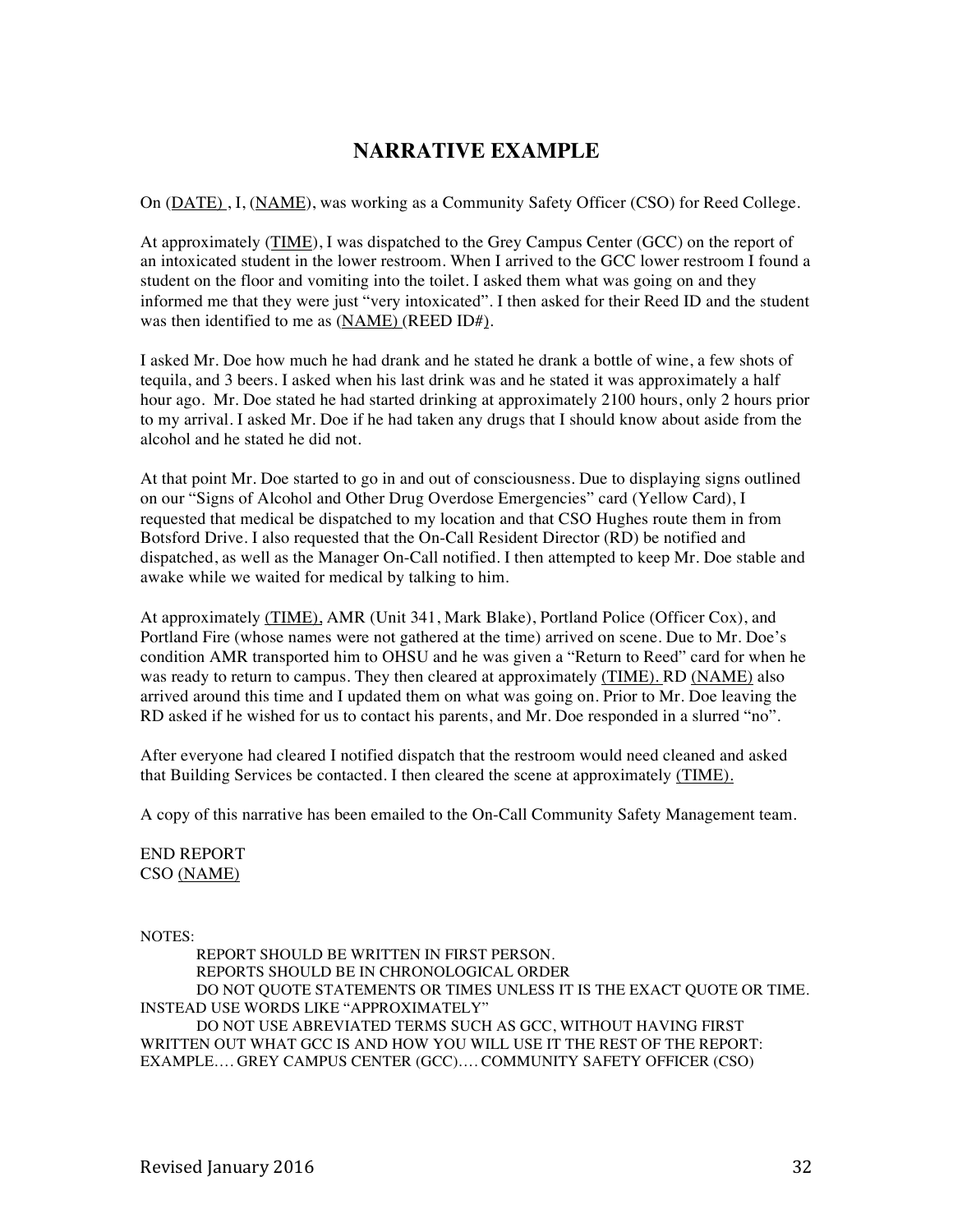# NARRATIVE EXAMPLE

On (DATE) , I, (NAME), was working as a Community Safety Officer (CSO) for Reed College.

At approximately (TIME), I was dispatched to the Grey Campus Center (GCC) on the report of an intoxicated student in the lower restroom. When I arrived to the GCC lower restroom I found a student on the floor and vomiting into the toilet. I asked them what was going on and they informed me that they were just "very intoxicated". I then asked for their Reed ID and the student was then identified to me as (NAME) (REED ID#).

I asked Mr. Doe how much he had drank and he stated he drank a bottle of wine, a few shots of tequila, and 3 beers. I asked when his last drink was and he stated it was approximately a half hour ago. Mr. Doe stated he had started drinking at approximately 2100 hours, only 2 hours prior to my arrival. I asked Mr. Doe if he had taken any drugs that I should know about aside from the alcohol and he stated he did not.

At that point Mr. Doe started to go in and out of consciousness. Due to displaying signs outlined on our "Signs of Alcohol and Other Drug Overdose Emergencies" card (Yellow Card), I requested that medical be dispatched to my location and that CSO Hughes route them in from Botsford Drive. I also requested that the On-Call Resident Director (RD) be notified and dispatched, as well as the Manager On-Call notified. I then attempted to keep Mr. Doe stable and awake while we waited for medical by talking to him.

At approximately (TIME), AMR (Unit 341, Mark Blake), Portland Police (Officer Cox), and Portland Fire (whose names were not gathered at the time) arrived on scene. Due to Mr. Doe's condition AMR transported him to OHSU and he was given a "Return to Reed" card for when he was ready to return to campus. They then cleared at approximately (TIME). RD (NAME) also arrived around this time and I updated them on what was going on. Prior to Mr. Doe leaving the RD asked if he wished for us to contact his parents, and Mr. Doe responded in a slurred "no".

After everyone had cleared I notified dispatch that the restroom would need cleaned and asked that Building Services be contacted. I then cleared the scene at approximately (TIME).

A copy of this narrative has been emailed to the On-Call Community Safety Management team.

END REPORT
CSO (NAME)

NOTES:

REPORT SHOULD BE WRITTEN IN FIRST PERSON.
REPORTS SHOULD BE IN CHRONOLOGICAL ORDER
DO NOT QUOTE STATEMENTS OR TIMES UNLESS IT IS THE EXACT QUOTE OR TIME. INSTEAD USE WORDS LIKE "APPROXIMATELY"
DO NOT USE ABREVIATED TERMS SUCH AS GCC, WITHOUT HAVING FIRST WRITTEN OUT WHAT GCC IS AND HOW YOU WILL USE IT THE REST OF THE REPORT: EXAMPLE…. GREY CAMPUS CENTER (GCC)…. COMMUNITY SAFETY OFFICER (CSO)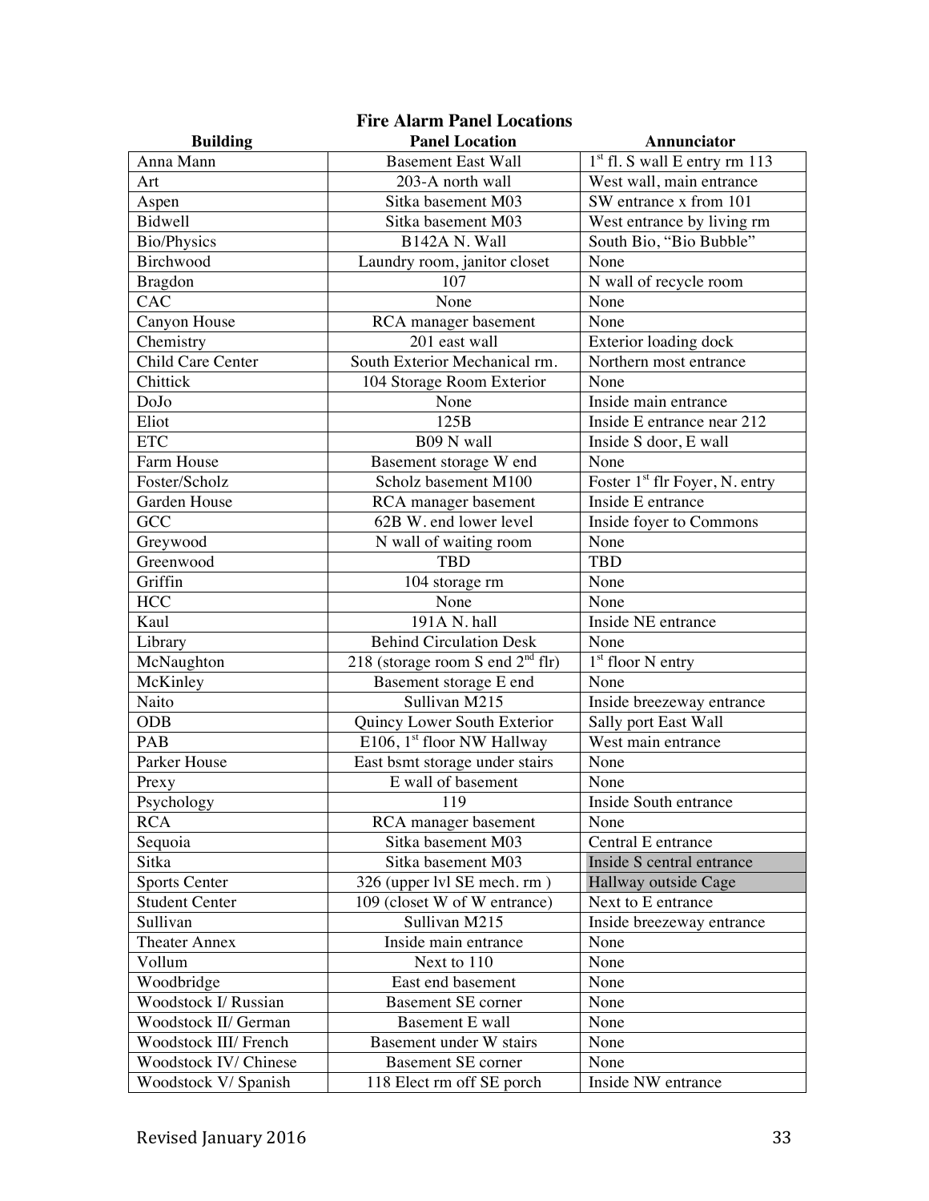## Fire Alarm Panel Locations

| Building | Panel Location | Annunciator |
|---|---|---|
| Anna Mann | Basement East Wall | 1st fl. S wall E entry rm 113 |
| Art | 203-A north wall | West wall, main entrance |
| Aspen | Sitka basement M03 | SW entrance x from 101 |
| Bidwell | Sitka basement M03 | West entrance by living rm |
| Bio/Physics | B142A N. Wall | South Bio, "Bio Bubble" |
| Birchwood | Laundry room, janitor closet | None |
| Bragdon | 107 | N wall of recycle room |
| CAC | None | None |
| Canyon House | RCA manager basement | None |
| Chemistry | 201 east wall | Exterior loading dock |
| Child Care Center | South Exterior Mechanical rm. | Northern most entrance |
| Chittick | 104 Storage Room Exterior | None |
| DoJo | None | Inside main entrance |
| Eliot | 125B | Inside E entrance near 212 |
| ETC | B09 N wall | Inside S door, E wall |
| Farm House | Basement storage W end | None |
| Foster/Scholz | Scholz basement M100 | Foster 1st flr Foyer, N. entry |
| Garden House | RCA manager basement | Inside E entrance |
| GCC | 62B W. end lower level | Inside foyer to Commons |
| Greywood | N wall of waiting room | None |
| Greenwood | TBD | TBD |
| Griffin | 104 storage rm | None |
| HCC | None | None |
| Kaul | 191A N. hall | Inside NE entrance |
| Library | Behind Circulation Desk | None |
| McNaughton | 218 (storage room S end 2nd flr) | 1st floor N entry |
| McKinley | Basement storage E end | None |
| Naito | Sullivan M215 | Inside breezeway entrance |
| ODB | Quincy Lower South Exterior | Sally port East Wall |
| PAB | E106, 1st floor NW Hallway | West main entrance |
| Parker House | East bsmt storage under stairs | None |
| Prexy | E wall of basement | None |
| Psychology | 119 | Inside South entrance |
| RCA | RCA manager basement | None |
| Sequoia | Sitka basement M03 | Central E entrance |
| Sitka | Sitka basement M03 | Inside S central entrance |
| Sports Center | 326 (upper lvl SE mech. rm ) | Hallway outside Cage |
| Student Center | 109 (closet W of W entrance) | Next to E entrance |
| Sullivan | Sullivan M215 | Inside breezeway entrance |
| Theater Annex | Inside main entrance | None |
| Vollum | Next to 110 | None |
| Woodbridge | East end basement | None |
| Woodstock I/ Russian | Basement SE corner | None |
| Woodstock II/ German | Basement E wall | None |
| Woodstock III/ French | Basement under W stairs | None |
| Woodstock IV/ Chinese | Basement SE corner | None |
| Woodstock V/ Spanish | 118 Elect rm off SE porch | Inside NW entrance |

Revised January 2016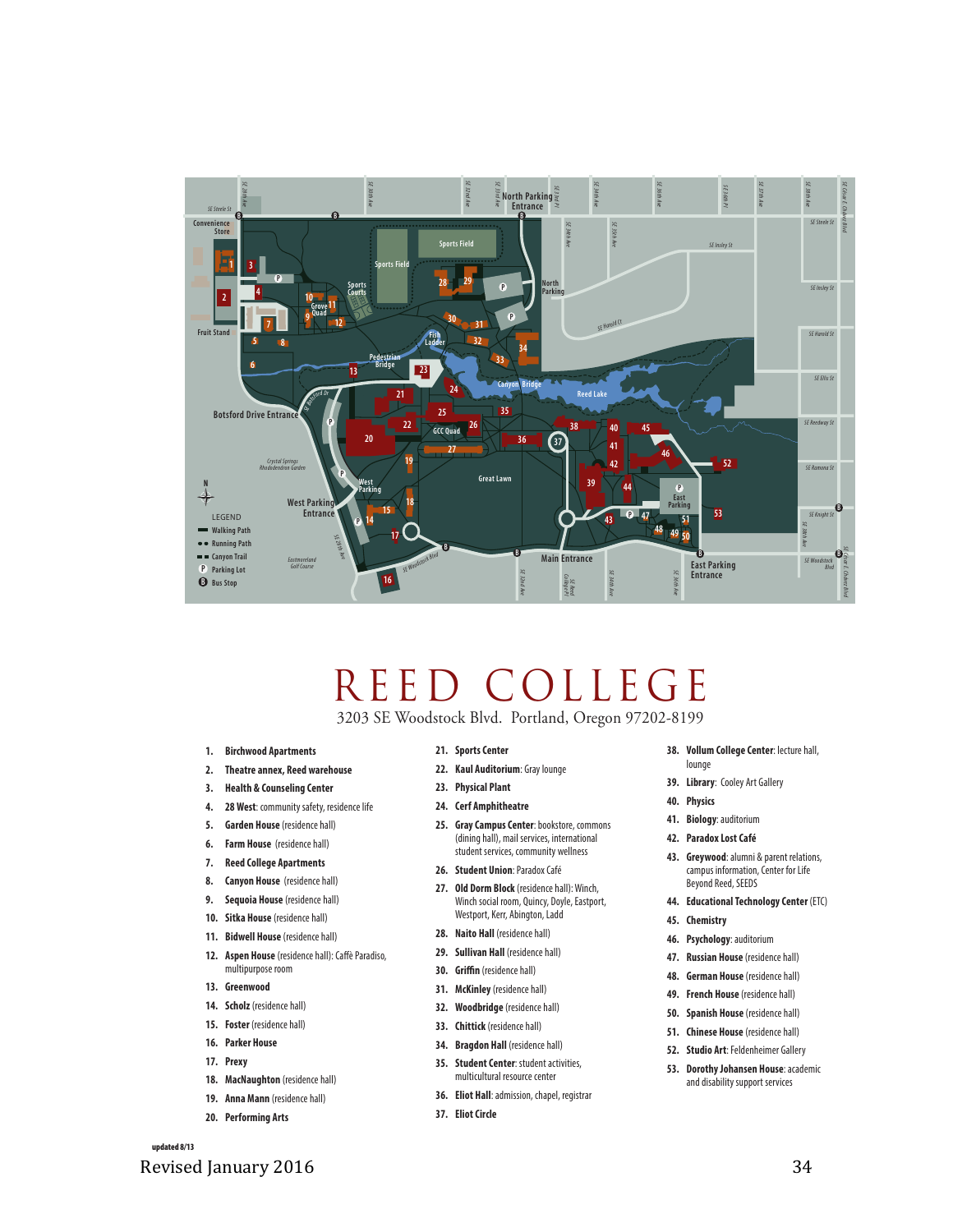# REED COLLEGE

3203 SE Woodstock Blvd. Portland, Oregon 97202-8199

1. **Birchwood Apartments**
2. **Theatre annex, Reed warehouse**
3. **Health & Counseling Center**
4. **28 West**: community safety, residence life
5. **Garden House** (residence hall)
6. **Farm House** (residence hall)
7. **Reed College Apartments**
8. **Canyon House** (residence hall)
9. **Sequoia House** (residence hall)
10. **Sitka House** (residence hall)
11. **Bidwell House** (residence hall)
12. **Aspen House** (residence hall): Caffè Paradiso, multipurpose room
13. **Greenwood**
14. **Scholz** (residence hall)
15. **Foster** (residence hall)
16. **Parker House**
17. **Prexy**
18. **MacNaughton** (residence hall)
19. **Anna Mann** (residence hall)
20. **Performing Arts**
21. **Sports Center**
22. **Kaul Auditorium**: Gray lounge
23. **Physical Plant**
24. **Cerf Amphitheatre**
25. **Gray Campus Center**: bookstore, commons (dining hall), mail services, international student services, community wellness
26. **Student Union**: Paradox Café
27. **Old Dorm Block** (residence hall): Winch, Winch social room, Quincy, Doyle, Eastport, Westport, Kerr, Abington, Ladd
28. **Naito Hall** (residence hall)
29. **Sullivan Hall** (residence hall)
30. **Griffin** (residence hall)
31. **McKinley** (residence hall)
32. **Woodbridge** (residence hall)
33. **Chittick** (residence hall)
34. **Bragdon Hall** (residence hall)
35. **Student Center**: student activities, multicultural resource center
36. **Eliot Hall**: admission, chapel, registrar
37. **Eliot Circle**
38. **Vollum College Center**: lecture hall, lounge
39. **Library**: Cooley Art Gallery
40. **Physics**
41. **Biology**: auditorium
42. **Paradox Lost Café**
43. **Greywood**: alumni & parent relations, campus information, Center for Life Beyond Reed, SEEDS
44. **Educational Technology Center** (ETC)
45. **Chemistry**
46. **Psychology**: auditorium
47. **Russian House** (residence hall)
48. **German House** (residence hall)
49. **French House** (residence hall)
50. **Spanish House** (residence hall)
51. **Chinese House** (residence hall)
52. **Studio Art**: Feldenheimer Gallery
53. **Dorothy Johansen House**: academic and disability support services

updated 8/13

Revised January 2016